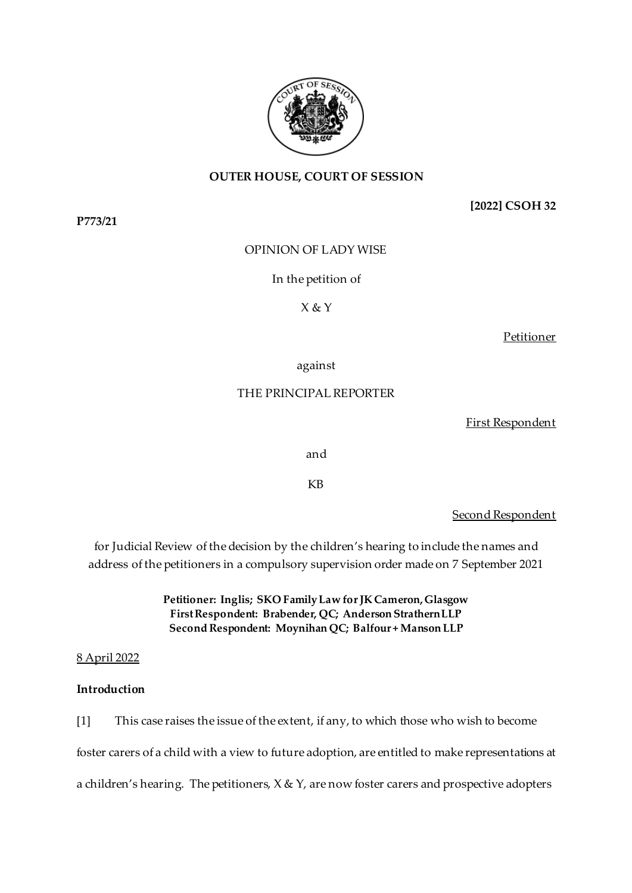**OUTER HOUSE, COURT OF SESSION**

**[2022] CSOH 32**

**P773/21**

OPINION OF LADY WISE

In the petition of

X & Y

Petitioner

against

THE PRINCIPAL REPORTER

First Respondent

and

KB

Second Respondent

for Judicial Review of the decision by the children's hearing to include the names and address of the petitioners in a compulsory supervision order made on 7 September 2021

**Petitioner: Inglis; SKO Family Law for JK Cameron, Glasgow**
**First Respondent: Brabender, QC; Anderson Strathern LLP**
**Second Respondent: Moynihan QC; Balfour + Manson LLP**

8 April 2022

**Introduction**

[1] This case raises the issue of the extent, if any, to which those who wish to become foster carers of a child with a view to future adoption, are entitled to make representations at a children's hearing. The petitioners, X & Y, are now foster carers and prospective adopters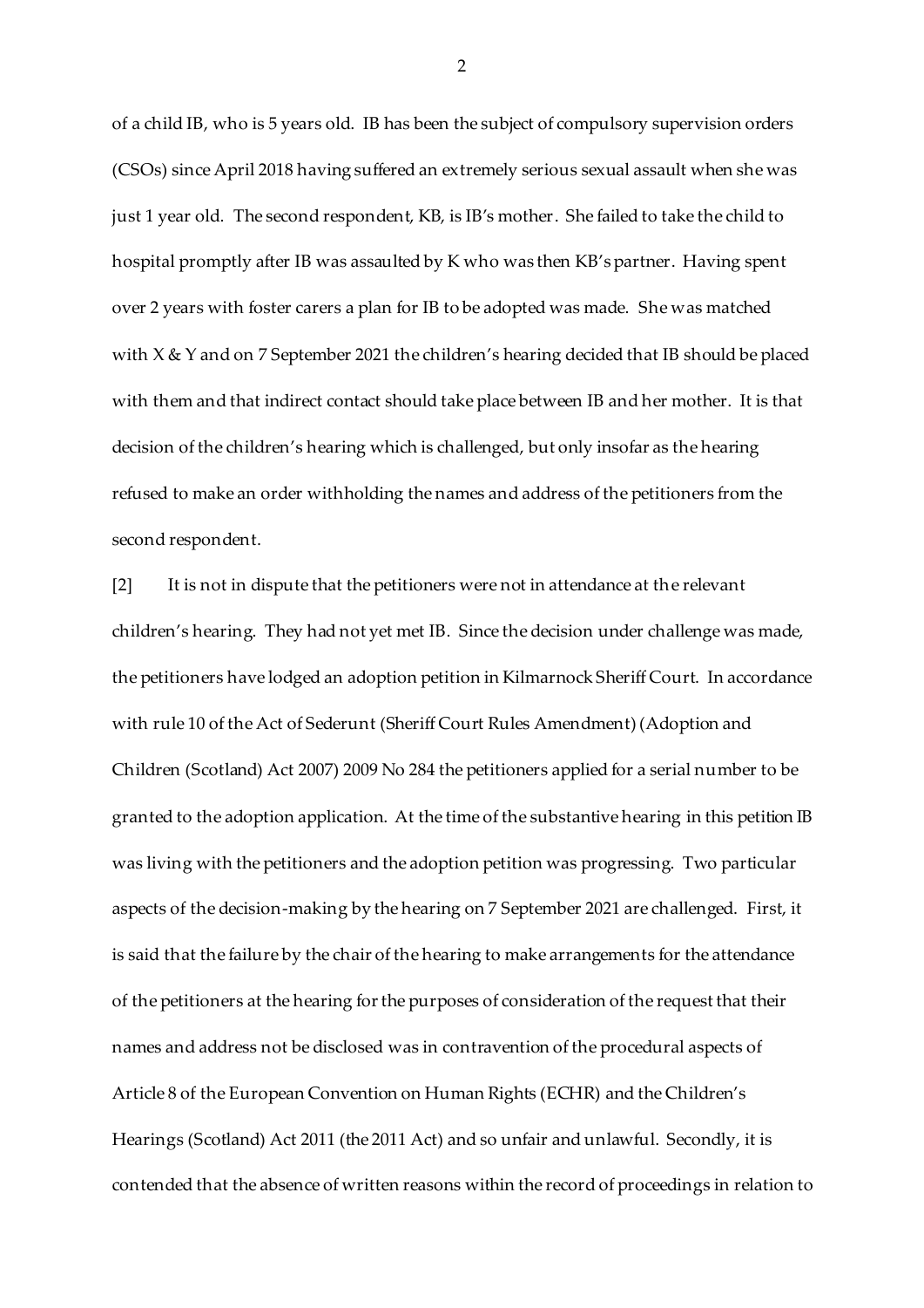of a child IB, who is 5 years old. IB has been the subject of compulsory supervision orders (CSOs) since April 2018 having suffered an extremely serious sexual assault when she was just 1 year old. The second respondent, KB, is IB's mother. She failed to take the child to hospital promptly after IB was assaulted by K who was then KB's partner. Having spent over 2 years with foster carers a plan for IB to be adopted was made. She was matched with X & Y and on 7 September 2021 the children's hearing decided that IB should be placed with them and that indirect contact should take place between IB and her mother. It is that decision of the children's hearing which is challenged, but only insofar as the hearing refused to make an order withholding the names and address of the petitioners from the second respondent.

[2] It is not in dispute that the petitioners were not in attendance at the relevant children's hearing. They had not yet met IB. Since the decision under challenge was made, the petitioners have lodged an adoption petition in Kilmarnock Sheriff Court. In accordance with rule 10 of the Act of Sederunt (Sheriff Court Rules Amendment) (Adoption and Children (Scotland) Act 2007) 2009 No 284 the petitioners applied for a serial number to be granted to the adoption application. At the time of the substantive hearing in this petition IB was living with the petitioners and the adoption petition was progressing. Two particular aspects of the decision-making by the hearing on 7 September 2021 are challenged. First, it is said that the failure by the chair of the hearing to make arrangements for the attendance of the petitioners at the hearing for the purposes of consideration of the request that their names and address not be disclosed was in contravention of the procedural aspects of Article 8 of the European Convention on Human Rights (ECHR) and the Children's Hearings (Scotland) Act 2011 (the 2011 Act) and so unfair and unlawful. Secondly, it is contended that the absence of written reasons within the record of proceedings in relation to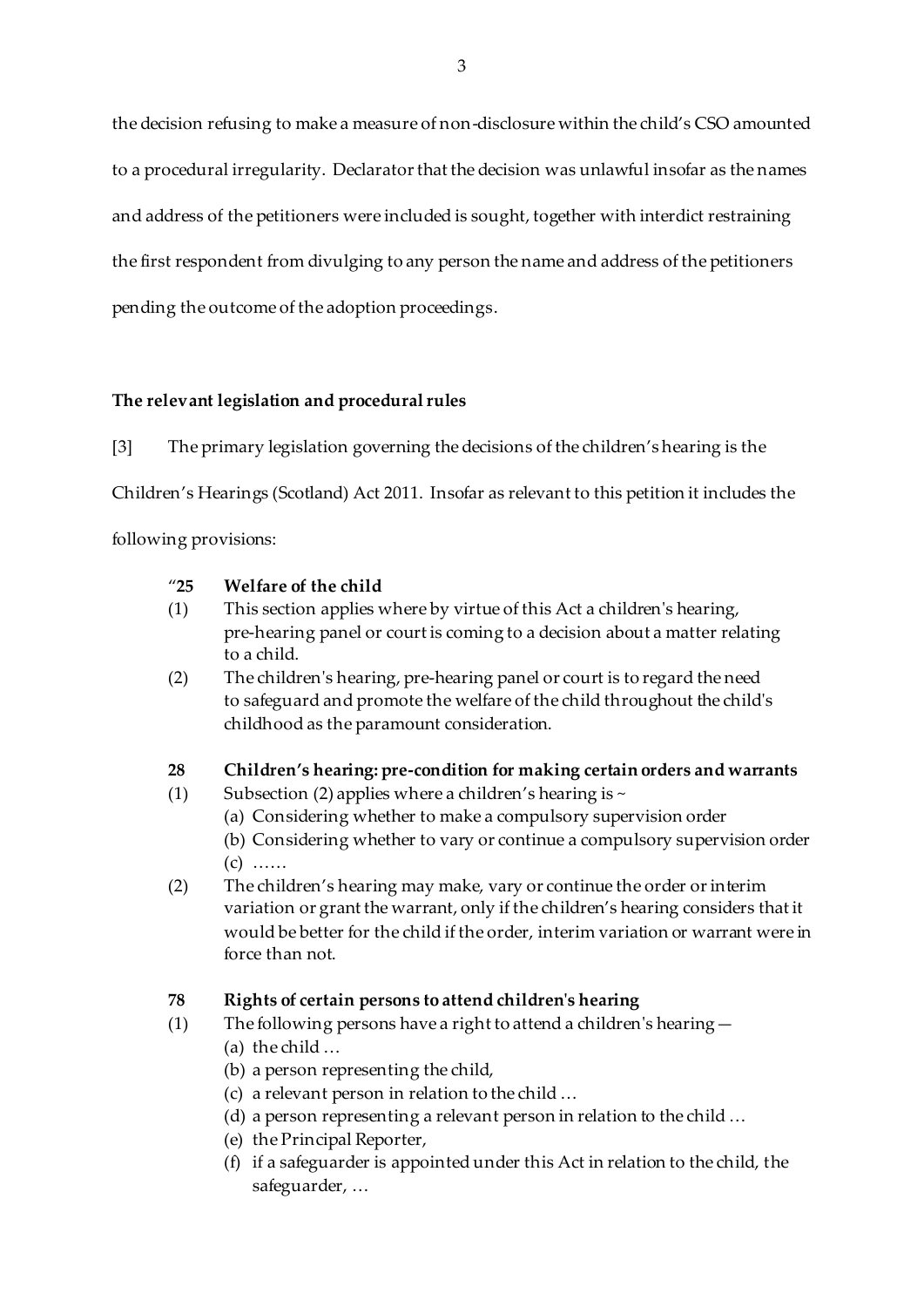the decision refusing to make a measure of non-disclosure within the child's CSO amounted to a procedural irregularity. Declarator that the decision was unlawful insofar as the names and address of the petitioners were included is sought, together with interdict restraining the first respondent from divulging to any person the name and address of the petitioners pending the outcome of the adoption proceedings.

**The relevant legislation and procedural rules**

[3] The primary legislation governing the decisions of the children's hearing is the Children's Hearings (Scotland) Act 2011. Insofar as relevant to this petition it includes the following provisions:

> "**25 Welfare of the child**
>
> (1) This section applies where by virtue of this Act a children's hearing, pre-hearing panel or court is coming to a decision about a matter relating to a child.
>
> (2) The children's hearing, pre-hearing panel or court is to regard the need to safeguard and promote the welfare of the child throughout the child's childhood as the paramount consideration.
>
> **28 Children's hearing: pre-condition for making certain orders and warrants**
>
> (1) Subsection (2) applies where a children's hearing is ~
>
> (a) Considering whether to make a compulsory supervision order
>
> (b) Considering whether to vary or continue a compulsory supervision order
>
> (c) ……
>
> (2) The children's hearing may make, vary or continue the order or interim variation or grant the warrant, only if the children's hearing considers that it would be better for the child if the order, interim variation or warrant were in force than not.
>
> **78 Rights of certain persons to attend children's hearing**
>
> (1) The following persons have a right to attend a children's hearing—
>
> (a) the child …
>
> (b) a person representing the child,
>
> (c) a relevant person in relation to the child …
>
> (d) a person representing a relevant person in relation to the child …
>
> (e) the Principal Reporter,
>
> (f) if a safeguarder is appointed under this Act in relation to the child, the safeguarder, …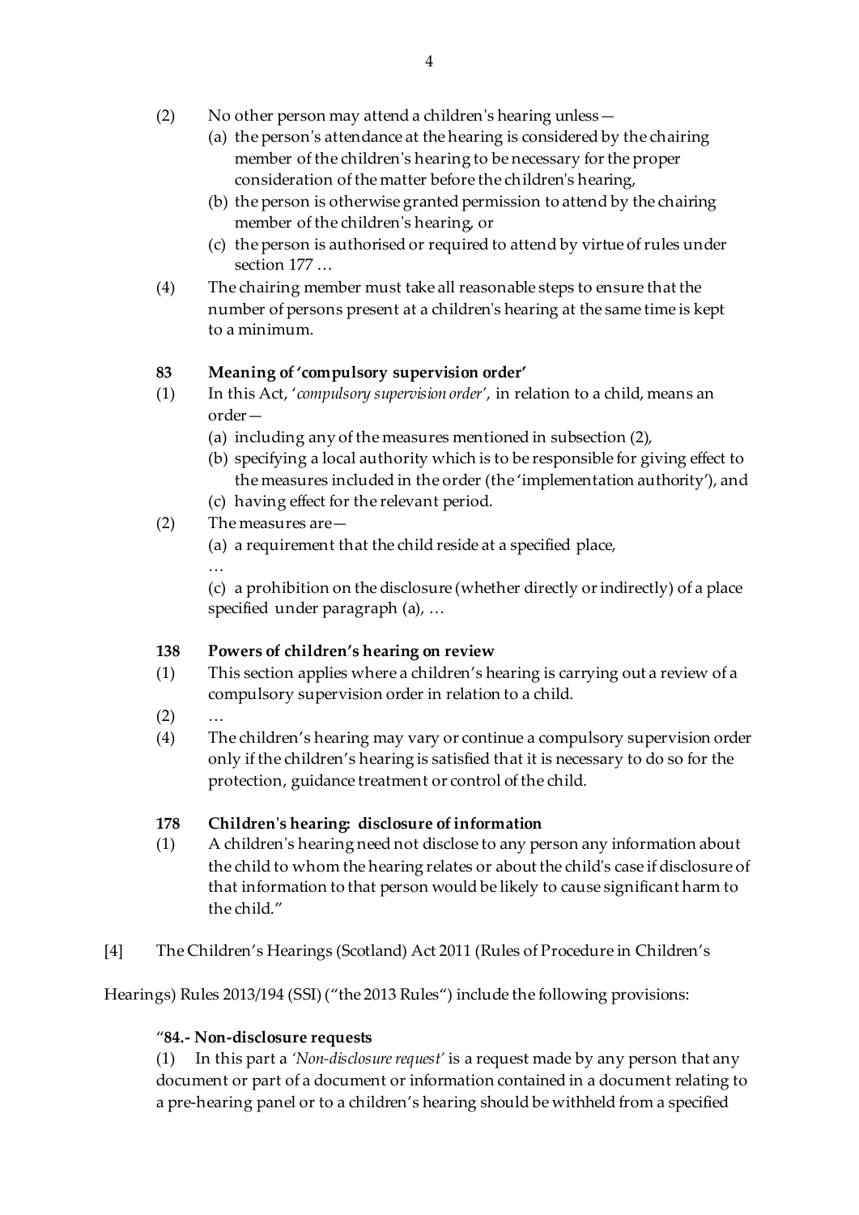(2) No other person may attend a children's hearing unless—

(a) the person's attendance at the hearing is considered by the chairing member of the children's hearing to be necessary for the proper consideration of the matter before the children's hearing,

(b) the person is otherwise granted permission to attend by the chairing member of the children's hearing, or

(c) the person is authorised or required to attend by virtue of rules under section 177 …

(4) The chairing member must take all reasonable steps to ensure that the number of persons present at a children's hearing at the same time is kept to a minimum.

**83 Meaning of 'compulsory supervision order'**

(1) In this Act, '*compulsory supervision order*', in relation to a child, means an order—

(a) including any of the measures mentioned in subsection (2),

(b) specifying a local authority which is to be responsible for giving effect to the measures included in the order (the 'implementation authority'), and

(c) having effect for the relevant period.

(2) The measures are—

(a) a requirement that the child reside at a specified place,

…

(c) a prohibition on the disclosure (whether directly or indirectly) of a place specified under paragraph (a), …

**138 Powers of children's hearing on review**

(1) This section applies where a children's hearing is carrying out a review of a compulsory supervision order in relation to a child.

(2) …

(4) The children's hearing may vary or continue a compulsory supervision order only if the children's hearing is satisfied that it is necessary to do so for the protection, guidance treatment or control of the child.

**178 Children's hearing: disclosure of information**

(1) A children's hearing need not disclose to any person any information about the child to whom the hearing relates or about the child's case if disclosure of that information to that person would be likely to cause significant harm to the child."

[4] The Children's Hearings (Scotland) Act 2011 (Rules of Procedure in Children's Hearings) Rules 2013/194 (SSI) ("the 2013 Rules") include the following provisions:

"**84.- Non-disclosure requests**

(1) In this part a *'Non-disclosure request'* is a request made by any person that any document or part of a document or information contained in a document relating to a pre-hearing panel or to a children's hearing should be withheld from a specified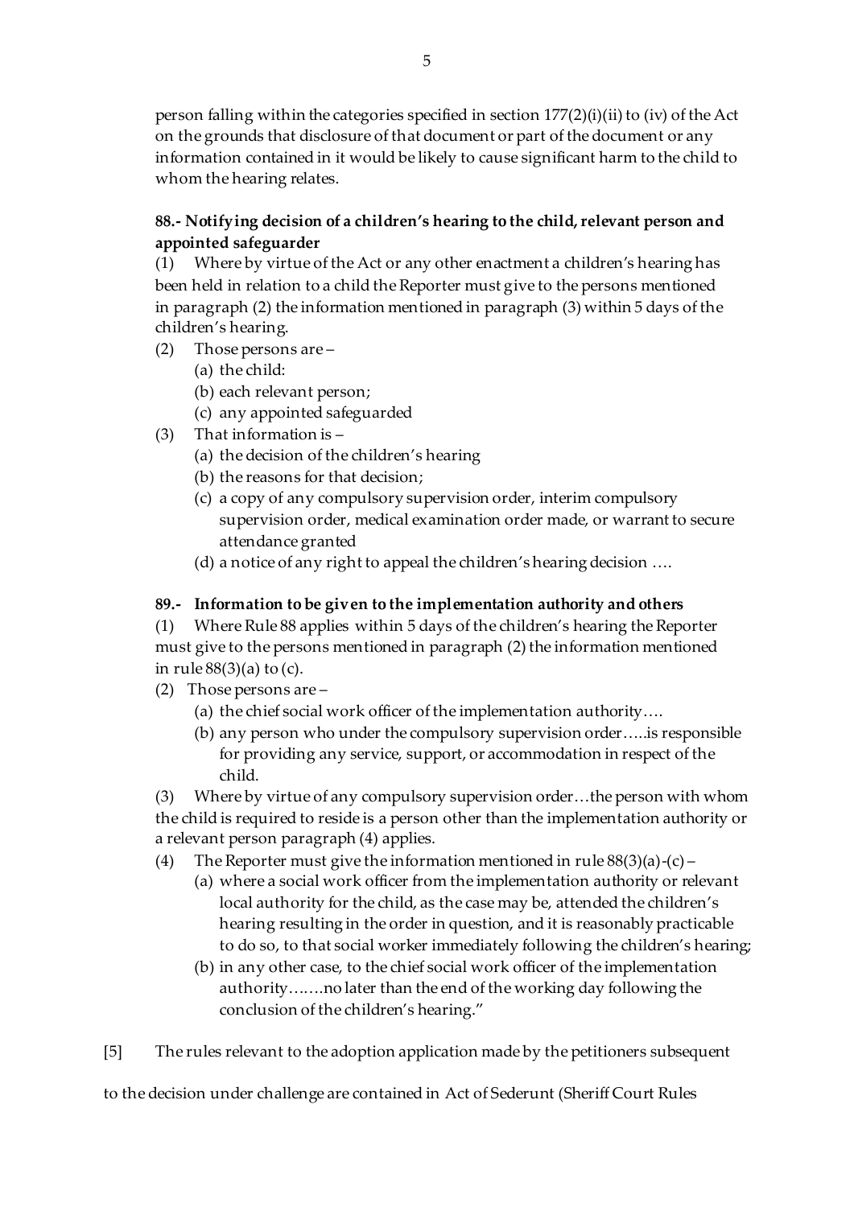person falling within the categories specified in section 177(2)(i)(ii) to (iv) of the Act on the grounds that disclosure of that document or part of the document or any information contained in it would be likely to cause significant harm to the child to whom the hearing relates.

**88.- Notifying decision of a children's hearing to the child, relevant person and appointed safeguarder**

(1) Where by virtue of the Act or any other enactment a children's hearing has been held in relation to a child the Reporter must give to the persons mentioned in paragraph (2) the information mentioned in paragraph (3) within 5 days of the children's hearing.

(2) Those persons are –

(a) the child:

(b) each relevant person;

(c) any appointed safeguarded

(3) That information is –

(a) the decision of the children's hearing

(b) the reasons for that decision;

(c) a copy of any compulsory supervision order, interim compulsory supervision order, medical examination order made, or warrant to secure attendance granted

(d) a notice of any right to appeal the children's hearing decision ….

**89.- Information to be given to the implementation authority and others**

(1) Where Rule 88 applies within 5 days of the children's hearing the Reporter must give to the persons mentioned in paragraph (2) the information mentioned in rule 88(3)(a) to (c).

(2) Those persons are –

(a) the chief social work officer of the implementation authority….

(b) any person who under the compulsory supervision order…..is responsible for providing any service, support, or accommodation in respect of the child.

(3) Where by virtue of any compulsory supervision order…the person with whom the child is required to reside is a person other than the implementation authority or a relevant person paragraph (4) applies.

(4) The Reporter must give the information mentioned in rule 88(3)(a)-(c) –

(a) where a social work officer from the implementation authority or relevant local authority for the child, as the case may be, attended the children's hearing resulting in the order in question, and it is reasonably practicable to do so, to that social worker immediately following the children's hearing;

(b) in any other case, to the chief social work officer of the implementation authority…….no later than the end of the working day following the conclusion of the children's hearing."

[5] The rules relevant to the adoption application made by the petitioners subsequent to the decision under challenge are contained in Act of Sederunt (Sheriff Court Rules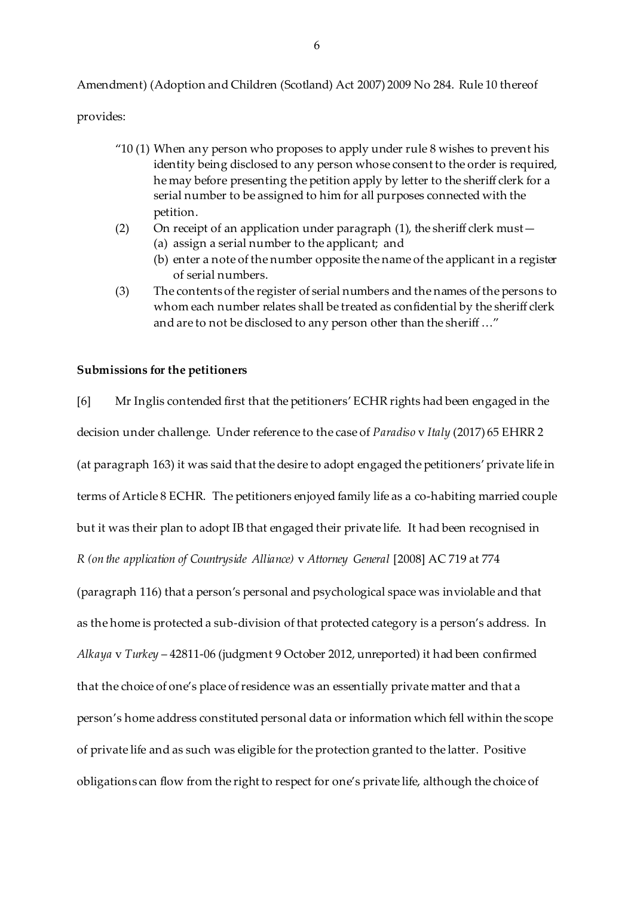Amendment) (Adoption and Children (Scotland) Act 2007) 2009 No 284. Rule 10 thereof provides:

> "10 (1) When any person who proposes to apply under rule 8 wishes to prevent his identity being disclosed to any person whose consent to the order is required, he may before presenting the petition apply by letter to the sheriff clerk for a serial number to be assigned to him for all purposes connected with the petition.
>
> (2) On receipt of an application under paragraph (1), the sheriff clerk must—
>
> (a) assign a serial number to the applicant; and
>
> (b) enter a note of the number opposite the name of the applicant in a register of serial numbers.
>
> (3) The contents of the register of serial numbers and the names of the persons to whom each number relates shall be treated as confidential by the sheriff clerk and are to not be disclosed to any person other than the sheriff …"

**Submissions for the petitioners**

[6] Mr Inglis contended first that the petitioners' ECHR rights had been engaged in the decision under challenge. Under reference to the case of *Paradiso* v *Italy* (2017) 65 EHRR 2 (at paragraph 163) it was said that the desire to adopt engaged the petitioners' private life in terms of Article 8 ECHR. The petitioners enjoyed family life as a co-habiting married couple but it was their plan to adopt IB that engaged their private life. It had been recognised in *R (on the application of Countryside Alliance)* v *Attorney General* [2008] AC 719 at 774 (paragraph 116) that a person's personal and psychological space was inviolable and that as the home is protected a sub-division of that protected category is a person's address. In *Alkaya* v *Turkey* – 42811-06 (judgment 9 October 2012, unreported) it had been confirmed that the choice of one's place of residence was an essentially private matter and that a person's home address constituted personal data or information which fell within the scope of private life and as such was eligible for the protection granted to the latter. Positive obligations can flow from the right to respect for one's private life, although the choice of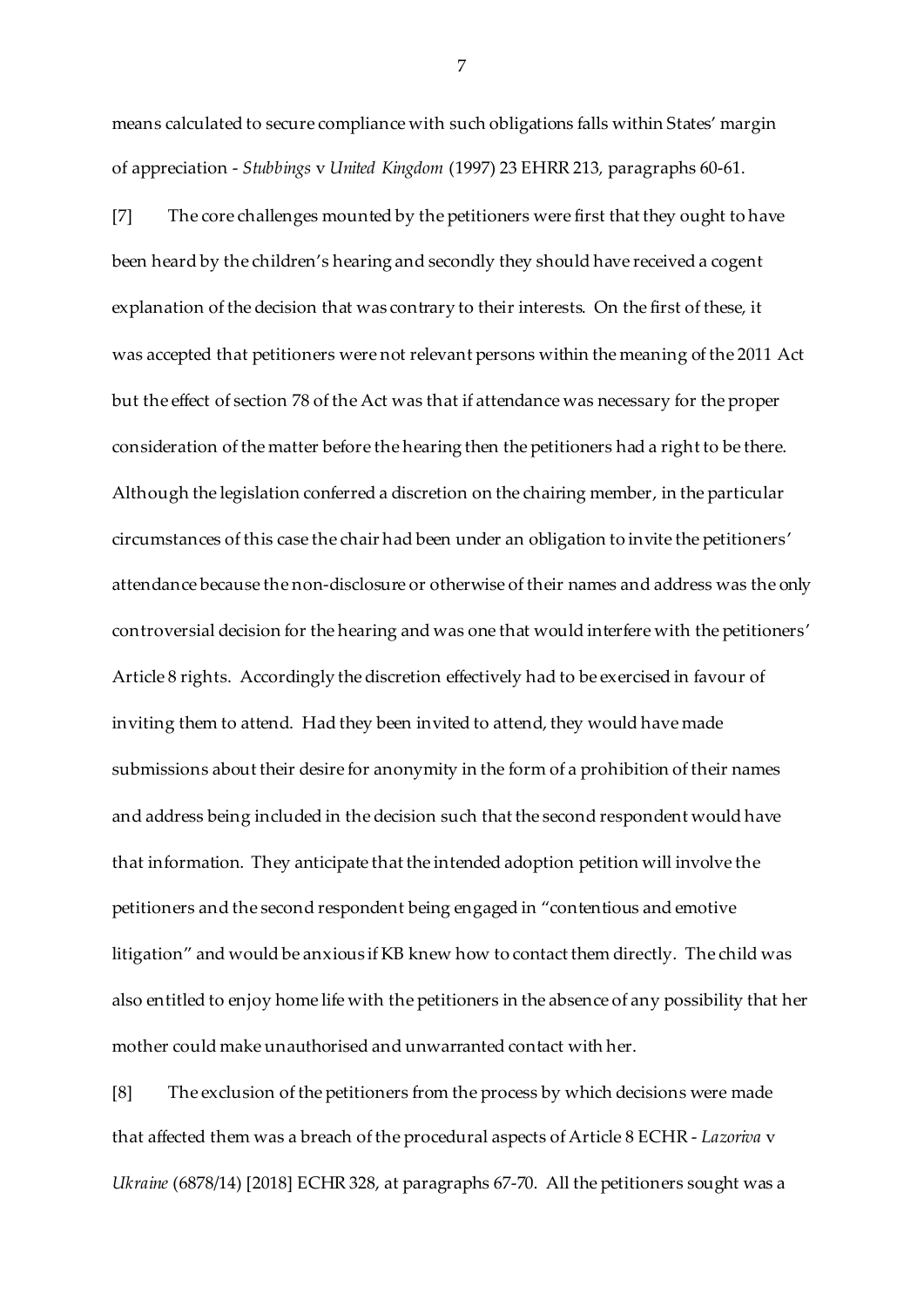means calculated to secure compliance with such obligations falls within States' margin of appreciation - *Stubbings* v *United Kingdom* (1997) 23 EHRR 213, paragraphs 60-61.

[7] The core challenges mounted by the petitioners were first that they ought to have been heard by the children's hearing and secondly they should have received a cogent explanation of the decision that was contrary to their interests. On the first of these, it was accepted that petitioners were not relevant persons within the meaning of the 2011 Act but the effect of section 78 of the Act was that if attendance was necessary for the proper consideration of the matter before the hearing then the petitioners had a right to be there. Although the legislation conferred a discretion on the chairing member, in the particular circumstances of this case the chair had been under an obligation to invite the petitioners' attendance because the non-disclosure or otherwise of their names and address was the only controversial decision for the hearing and was one that would interfere with the petitioners' Article 8 rights. Accordingly the discretion effectively had to be exercised in favour of inviting them to attend. Had they been invited to attend, they would have made submissions about their desire for anonymity in the form of a prohibition of their names and address being included in the decision such that the second respondent would have that information. They anticipate that the intended adoption petition will involve the petitioners and the second respondent being engaged in "contentious and emotive litigation" and would be anxious if KB knew how to contact them directly. The child was also entitled to enjoy home life with the petitioners in the absence of any possibility that her mother could make unauthorised and unwarranted contact with her.

[8] The exclusion of the petitioners from the process by which decisions were made that affected them was a breach of the procedural aspects of Article 8 ECHR - *Lazoriva* v *Ukraine* (6878/14) [2018] ECHR 328, at paragraphs 67-70. All the petitioners sought was a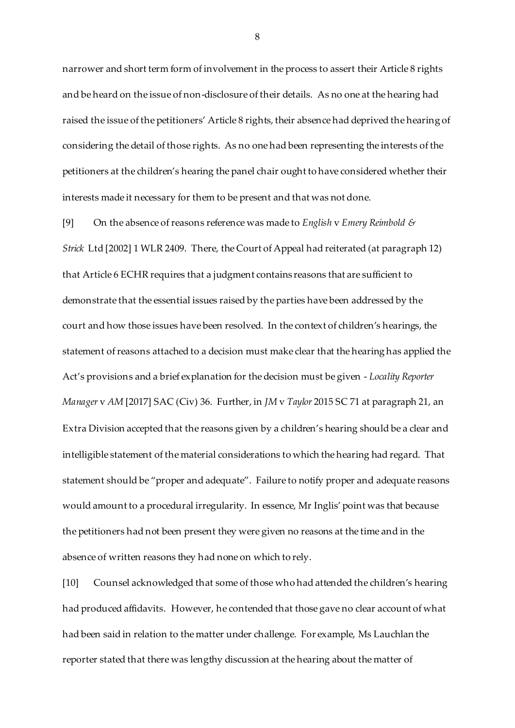narrower and short term form of involvement in the process to assert their Article 8 rights and be heard on the issue of non-disclosure of their details. As no one at the hearing had raised the issue of the petitioners' Article 8 rights, their absence had deprived the hearing of considering the detail of those rights. As no one had been representing the interests of the petitioners at the children's hearing the panel chair ought to have considered whether their interests made it necessary for them to be present and that was not done.

[9] On the absence of reasons reference was made to *English* v *Emery Reimbold & Strick* Ltd [2002] 1 WLR 2409. There, the Court of Appeal had reiterated (at paragraph 12) that Article 6 ECHR requires that a judgment contains reasons that are sufficient to demonstrate that the essential issues raised by the parties have been addressed by the court and how those issues have been resolved. In the context of children's hearings, the statement of reasons attached to a decision must make clear that the hearing has applied the Act's provisions and a brief explanation for the decision must be given - *Locality Reporter Manager* v *AM* [2017] SAC (Civ) 36. Further, in *JM* v *Taylor* 2015 SC 71 at paragraph 21, an Extra Division accepted that the reasons given by a children's hearing should be a clear and intelligible statement of the material considerations to which the hearing had regard. That statement should be "proper and adequate". Failure to notify proper and adequate reasons would amount to a procedural irregularity. In essence, Mr Inglis' point was that because the petitioners had not been present they were given no reasons at the time and in the absence of written reasons they had none on which to rely.

[10] Counsel acknowledged that some of those who had attended the children's hearing had produced affidavits. However, he contended that those gave no clear account of what had been said in relation to the matter under challenge. For example, Ms Lauchlan the reporter stated that there was lengthy discussion at the hearing about the matter of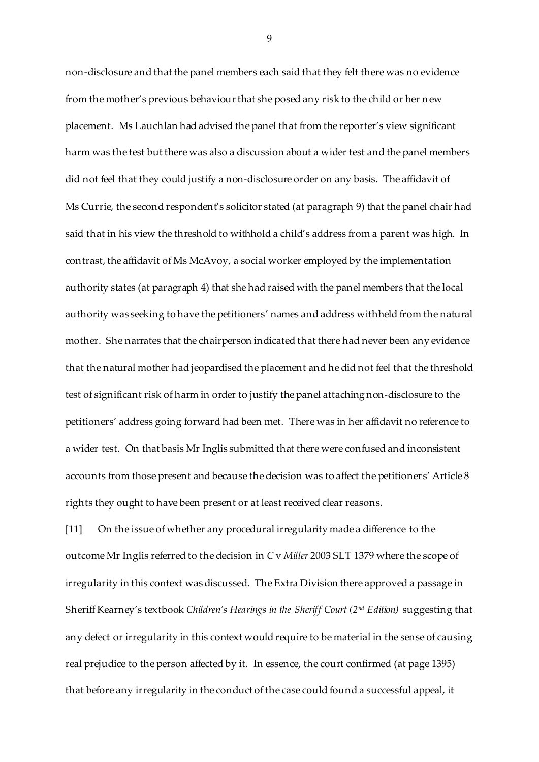non-disclosure and that the panel members each said that they felt there was no evidence from the mother's previous behaviour that she posed any risk to the child or her new placement. Ms Lauchlan had advised the panel that from the reporter's view significant harm was the test but there was also a discussion about a wider test and the panel members did not feel that they could justify a non-disclosure order on any basis. The affidavit of Ms Currie, the second respondent's solicitor stated (at paragraph 9) that the panel chair had said that in his view the threshold to withhold a child's address from a parent was high. In contrast, the affidavit of Ms McAvoy, a social worker employed by the implementation authority states (at paragraph 4) that she had raised with the panel members that the local authority was seeking to have the petitioners' names and address withheld from the natural mother. She narrates that the chairperson indicated that there had never been any evidence that the natural mother had jeopardised the placement and he did not feel that the threshold test of significant risk of harm in order to justify the panel attaching non-disclosure to the petitioners' address going forward had been met. There was in her affidavit no reference to a wider test. On that basis Mr Inglis submitted that there were confused and inconsistent accounts from those present and because the decision was to affect the petitioners' Article 8 rights they ought to have been present or at least received clear reasons.

[11] On the issue of whether any procedural irregularity made a difference to the outcome Mr Inglis referred to the decision in *C* v *Miller* 2003 SLT 1379 where the scope of irregularity in this context was discussed. The Extra Division there approved a passage in Sheriff Kearney's textbook *Children's Hearings in the Sheriff Court (2nd Edition)* suggesting that any defect or irregularity in this context would require to be material in the sense of causing real prejudice to the person affected by it. In essence, the court confirmed (at page 1395) that before any irregularity in the conduct of the case could found a successful appeal, it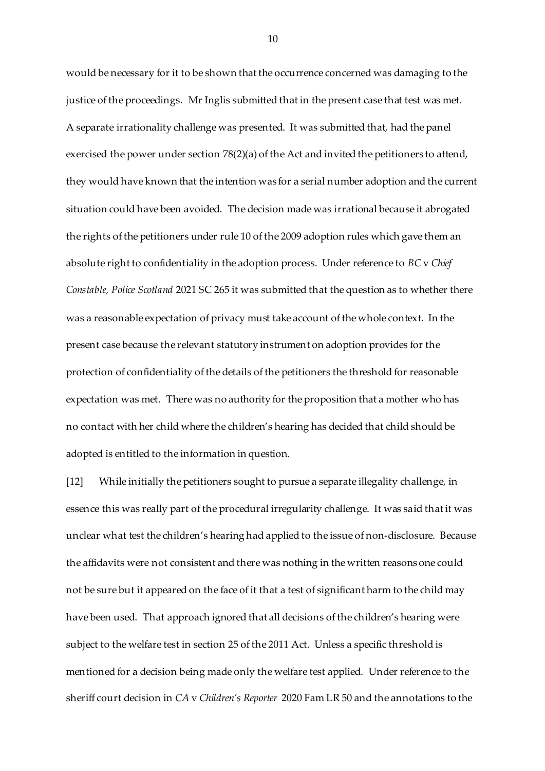would be necessary for it to be shown that the occurrence concerned was damaging to the justice of the proceedings. Mr Inglis submitted that in the present case that test was met. A separate irrationality challenge was presented. It was submitted that, had the panel exercised the power under section 78(2)(a) of the Act and invited the petitioners to attend, they would have known that the intention was for a serial number adoption and the current situation could have been avoided. The decision made was irrational because it abrogated the rights of the petitioners under rule 10 of the 2009 adoption rules which gave them an absolute right to confidentiality in the adoption process. Under reference to *BC* v *Chief Constable, Police Scotland* 2021 SC 265 it was submitted that the question as to whether there was a reasonable expectation of privacy must take account of the whole context. In the present case because the relevant statutory instrument on adoption provides for the protection of confidentiality of the details of the petitioners the threshold for reasonable expectation was met. There was no authority for the proposition that a mother who has no contact with her child where the children's hearing has decided that child should be adopted is entitled to the information in question.

[12] While initially the petitioners sought to pursue a separate illegality challenge, in essence this was really part of the procedural irregularity challenge. It was said that it was unclear what test the children's hearing had applied to the issue of non-disclosure. Because the affidavits were not consistent and there was nothing in the written reasons one could not be sure but it appeared on the face of it that a test of significant harm to the child may have been used. That approach ignored that all decisions of the children's hearing were subject to the welfare test in section 25 of the 2011 Act. Unless a specific threshold is mentioned for a decision being made only the welfare test applied. Under reference to the sheriff court decision in *CA* v *Children's Reporter* 2020 Fam LR 50 and the annotations to the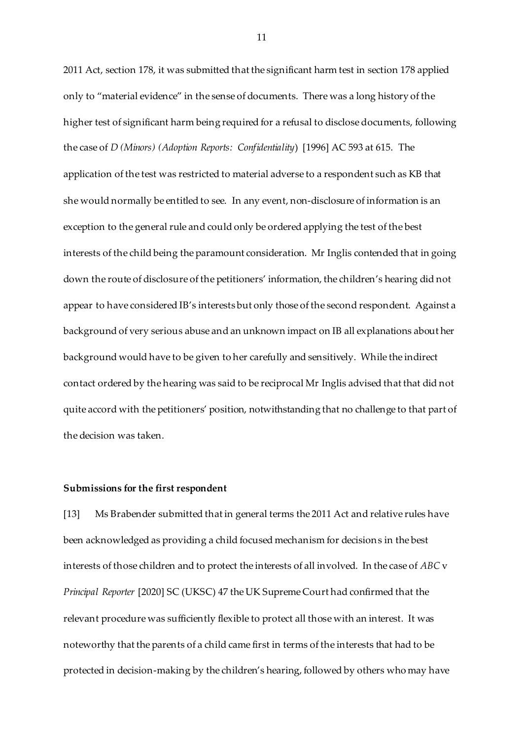2011 Act, section 178, it was submitted that the significant harm test in section 178 applied only to "material evidence" in the sense of documents. There was a long history of the higher test of significant harm being required for a refusal to disclose documents, following the case of *D (Minors) (Adoption Reports: Confidentiality*) [1996] AC 593 at 615. The application of the test was restricted to material adverse to a respondent such as KB that she would normally be entitled to see. In any event, non-disclosure of information is an exception to the general rule and could only be ordered applying the test of the best interests of the child being the paramount consideration. Mr Inglis contended that in going down the route of disclosure of the petitioners' information, the children's hearing did not appear to have considered IB's interests but only those of the second respondent. Against a background of very serious abuse and an unknown impact on IB all explanations about her background would have to be given to her carefully and sensitively. While the indirect contact ordered by the hearing was said to be reciprocal Mr Inglis advised that that did not quite accord with the petitioners' position, notwithstanding that no challenge to that part of the decision was taken.

**Submissions for the first respondent**

[13] Ms Brabender submitted that in general terms the 2011 Act and relative rules have been acknowledged as providing a child focused mechanism for decisions in the best interests of those children and to protect the interests of all involved. In the case of *ABC* v *Principal Reporter* [2020] SC (UKSC) 47 the UK Supreme Court had confirmed that the relevant procedure was sufficiently flexible to protect all those with an interest. It was noteworthy that the parents of a child came first in terms of the interests that had to be protected in decision-making by the children's hearing, followed by others who may have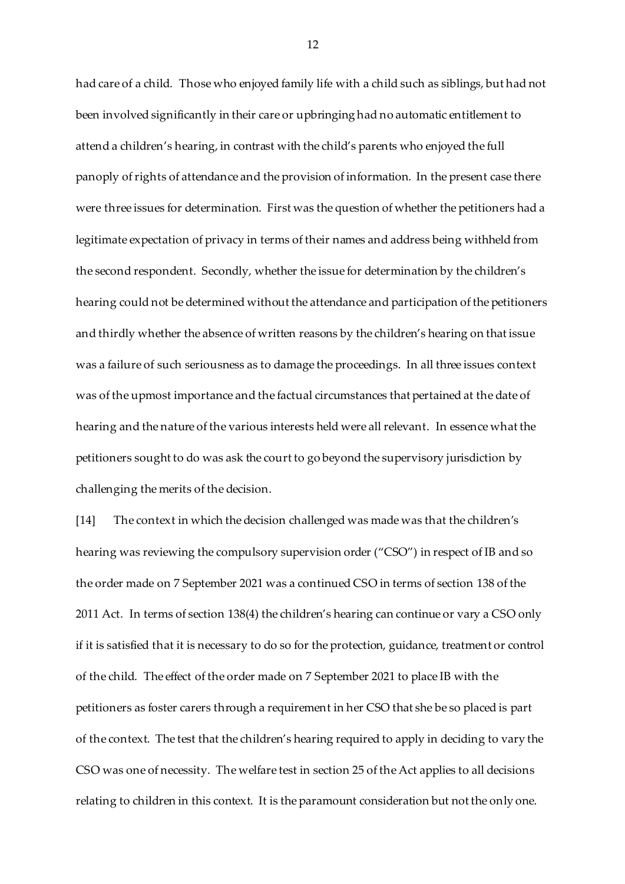had care of a child. Those who enjoyed family life with a child such as siblings, but had not been involved significantly in their care or upbringing had no automatic entitlement to attend a children's hearing, in contrast with the child's parents who enjoyed the full panoply of rights of attendance and the provision of information. In the present case there were three issues for determination. First was the question of whether the petitioners had a legitimate expectation of privacy in terms of their names and address being withheld from the second respondent. Secondly, whether the issue for determination by the children's hearing could not be determined without the attendance and participation of the petitioners and thirdly whether the absence of written reasons by the children's hearing on that issue was a failure of such seriousness as to damage the proceedings. In all three issues context was of the upmost importance and the factual circumstances that pertained at the date of hearing and the nature of the various interests held were all relevant. In essence what the petitioners sought to do was ask the court to go beyond the supervisory jurisdiction by challenging the merits of the decision.

[14] The context in which the decision challenged was made was that the children's hearing was reviewing the compulsory supervision order ("CSO") in respect of IB and so the order made on 7 September 2021 was a continued CSO in terms of section 138 of the 2011 Act. In terms of section 138(4) the children's hearing can continue or vary a CSO only if it is satisfied that it is necessary to do so for the protection, guidance, treatment or control of the child. The effect of the order made on 7 September 2021 to place IB with the petitioners as foster carers through a requirement in her CSO that she be so placed is part of the context. The test that the children's hearing required to apply in deciding to vary the CSO was one of necessity. The welfare test in section 25 of the Act applies to all decisions relating to children in this context. It is the paramount consideration but not the only one.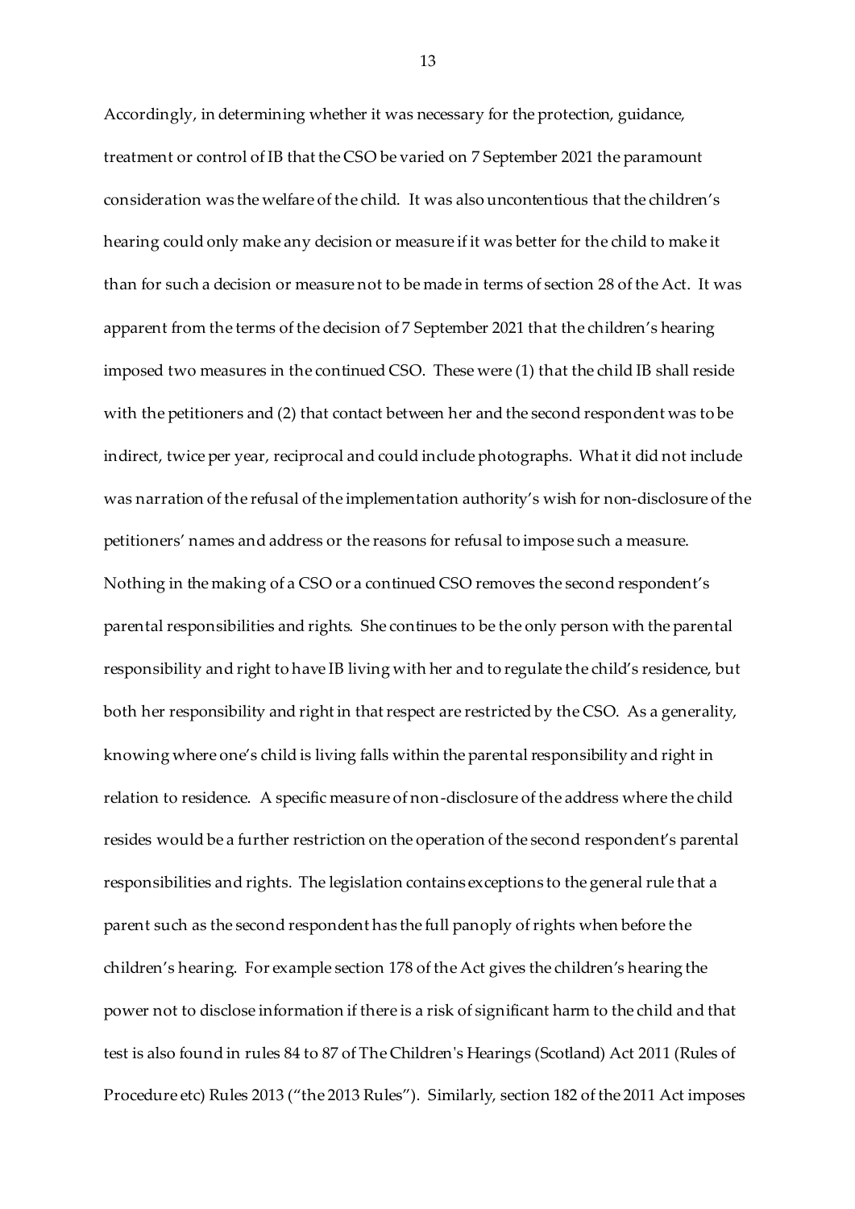Accordingly, in determining whether it was necessary for the protection, guidance, treatment or control of IB that the CSO be varied on 7 September 2021 the paramount consideration was the welfare of the child. It was also uncontentious that the children's hearing could only make any decision or measure if it was better for the child to make it than for such a decision or measure not to be made in terms of section 28 of the Act. It was apparent from the terms of the decision of 7 September 2021 that the children's hearing imposed two measures in the continued CSO. These were (1) that the child IB shall reside with the petitioners and (2) that contact between her and the second respondent was to be indirect, twice per year, reciprocal and could include photographs. What it did not include was narration of the refusal of the implementation authority's wish for non-disclosure of the petitioners' names and address or the reasons for refusal to impose such a measure. Nothing in the making of a CSO or a continued CSO removes the second respondent's parental responsibilities and rights. She continues to be the only person with the parental responsibility and right to have IB living with her and to regulate the child's residence, but both her responsibility and right in that respect are restricted by the CSO. As a generality, knowing where one's child is living falls within the parental responsibility and right in relation to residence. A specific measure of non-disclosure of the address where the child resides would be a further restriction on the operation of the second respondent's parental responsibilities and rights. The legislation contains exceptions to the general rule that a parent such as the second respondent has the full panoply of rights when before the children's hearing. For example section 178 of the Act gives the children's hearing the power not to disclose information if there is a risk of significant harm to the child and that test is also found in rules 84 to 87 of The Children's Hearings (Scotland) Act 2011 (Rules of Procedure etc) Rules 2013 ("the 2013 Rules"). Similarly, section 182 of the 2011 Act imposes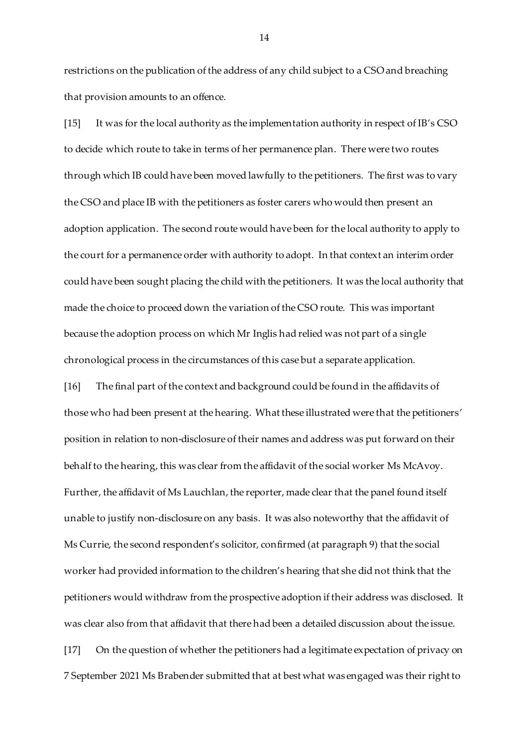restrictions on the publication of the address of any child subject to a CSO and breaching that provision amounts to an offence.

[15] It was for the local authority as the implementation authority in respect of IB's CSO to decide which route to take in terms of her permanence plan. There were two routes through which IB could have been moved lawfully to the petitioners. The first was to vary the CSO and place IB with the petitioners as foster carers who would then present an adoption application. The second route would have been for the local authority to apply to the court for a permanence order with authority to adopt. In that context an interim order could have been sought placing the child with the petitioners. It was the local authority that made the choice to proceed down the variation of the CSO route. This was important because the adoption process on which Mr Inglis had relied was not part of a single chronological process in the circumstances of this case but a separate application.

[16] The final part of the context and background could be found in the affidavits of those who had been present at the hearing. What these illustrated were that the petitioners' position in relation to non-disclosure of their names and address was put forward on their behalf to the hearing, this was clear from the affidavit of the social worker Ms McAvoy. Further, the affidavit of Ms Lauchlan, the reporter, made clear that the panel found itself unable to justify non-disclosure on any basis. It was also noteworthy that the affidavit of Ms Currie, the second respondent's solicitor, confirmed (at paragraph 9) that the social worker had provided information to the children's hearing that she did not think that the petitioners would withdraw from the prospective adoption if their address was disclosed. It was clear also from that affidavit that there had been a detailed discussion about the issue.

[17] On the question of whether the petitioners had a legitimate expectation of privacy on 7 September 2021 Ms Brabender submitted that at best what was engaged was their right to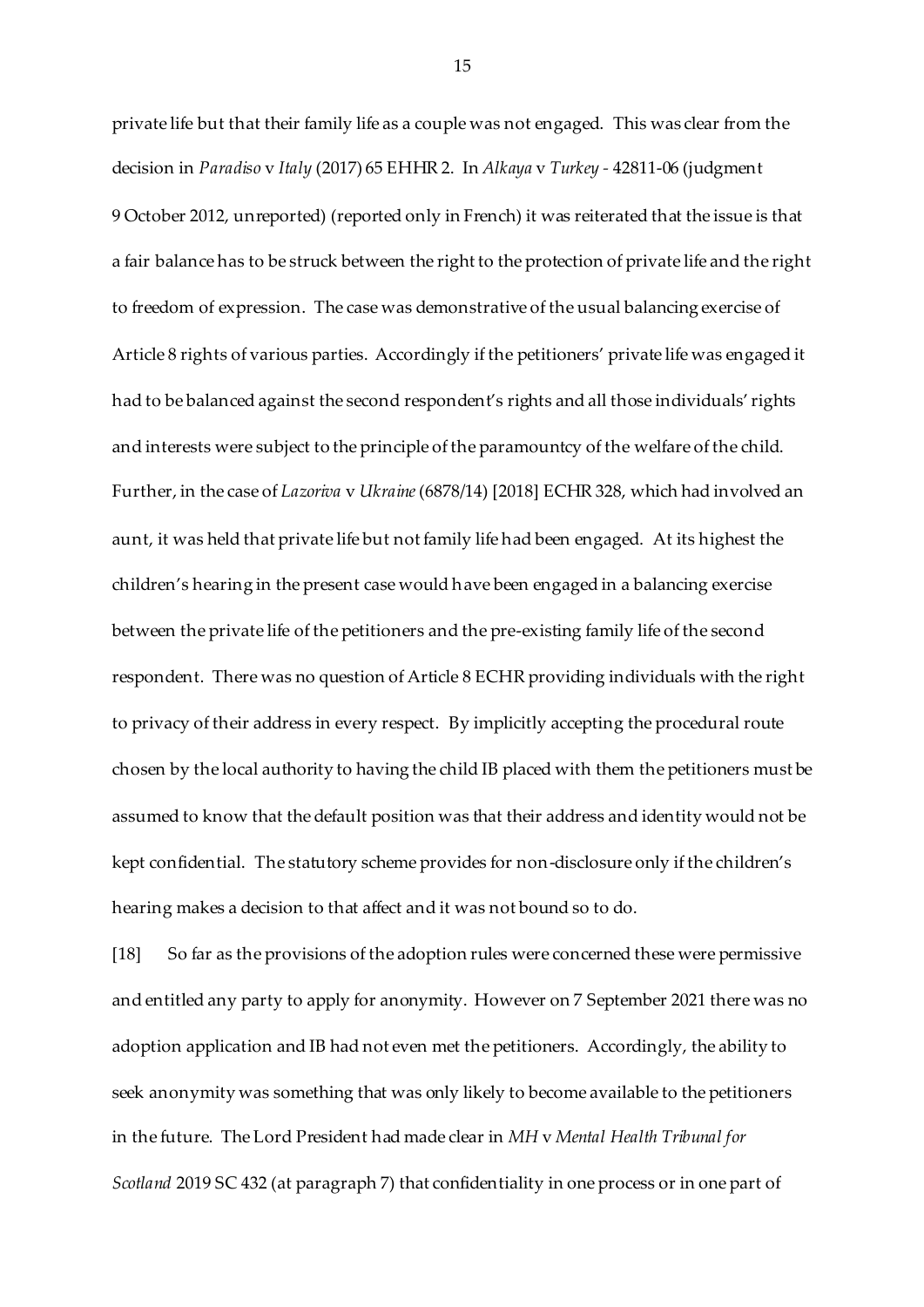private life but that their family life as a couple was not engaged. This was clear from the decision in *Paradiso* v *Italy* (2017) 65 EHHR 2. In *Alkaya* v *Turkey* - 42811-06 (judgment 9 October 2012, unreported) (reported only in French) it was reiterated that the issue is that a fair balance has to be struck between the right to the protection of private life and the right to freedom of expression. The case was demonstrative of the usual balancing exercise of Article 8 rights of various parties. Accordingly if the petitioners' private life was engaged it had to be balanced against the second respondent's rights and all those individuals' rights and interests were subject to the principle of the paramountcy of the welfare of the child. Further, in the case of *Lazoriva* v *Ukraine* (6878/14) [2018] ECHR 328, which had involved an aunt, it was held that private life but not family life had been engaged. At its highest the children's hearing in the present case would have been engaged in a balancing exercise between the private life of the petitioners and the pre-existing family life of the second respondent. There was no question of Article 8 ECHR providing individuals with the right to privacy of their address in every respect. By implicitly accepting the procedural route chosen by the local authority to having the child IB placed with them the petitioners must be assumed to know that the default position was that their address and identity would not be kept confidential. The statutory scheme provides for non-disclosure only if the children's hearing makes a decision to that affect and it was not bound so to do.

[18] So far as the provisions of the adoption rules were concerned these were permissive and entitled any party to apply for anonymity. However on 7 September 2021 there was no adoption application and IB had not even met the petitioners. Accordingly, the ability to seek anonymity was something that was only likely to become available to the petitioners in the future. The Lord President had made clear in *MH* v *Mental Health Tribunal for Scotland* 2019 SC 432 (at paragraph 7) that confidentiality in one process or in one part of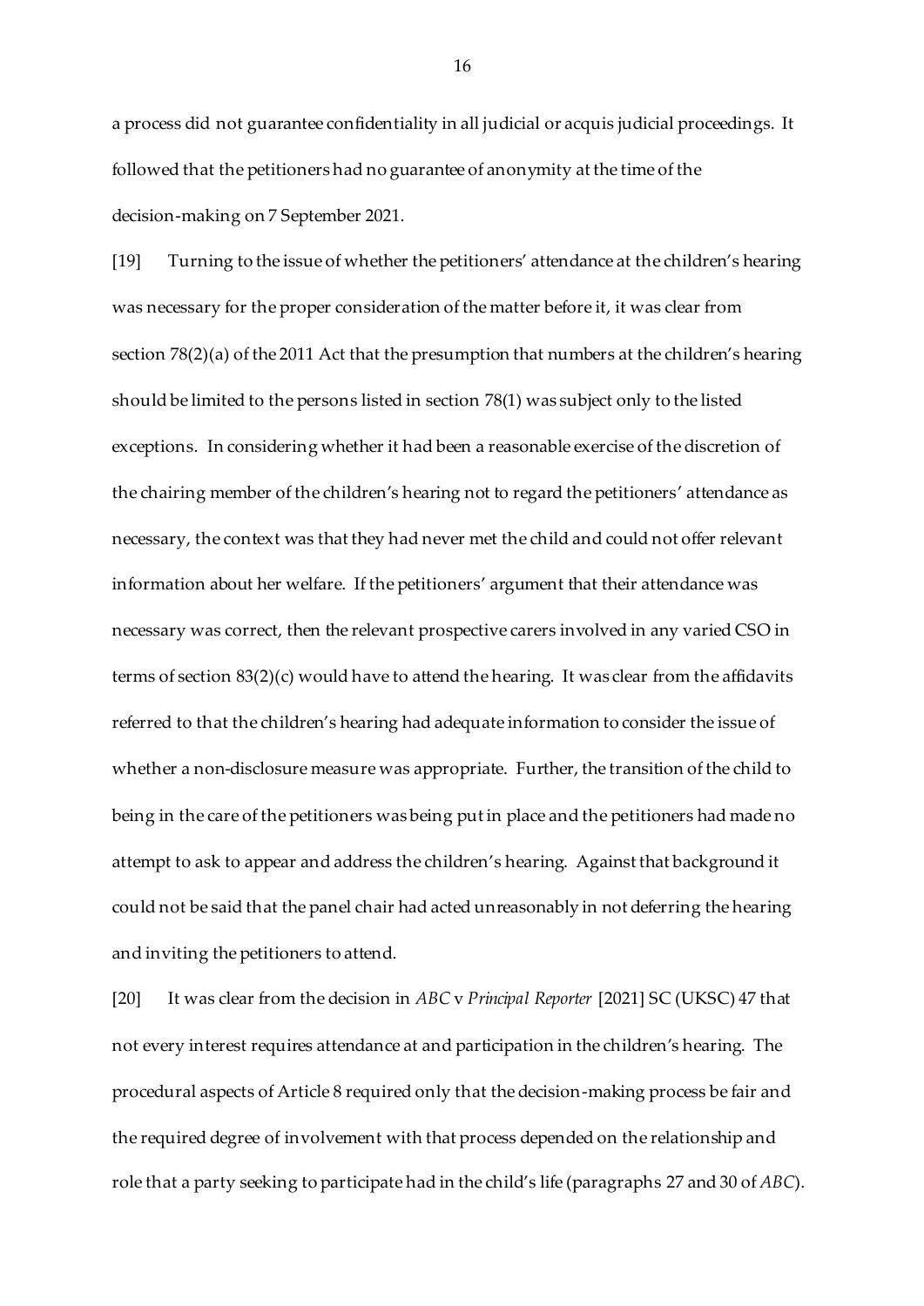a process did not guarantee confidentiality in all judicial or acquis judicial proceedings. It followed that the petitioners had no guarantee of anonymity at the time of the decision-making on 7 September 2021.

[19] Turning to the issue of whether the petitioners' attendance at the children's hearing was necessary for the proper consideration of the matter before it, it was clear from section 78(2)(a) of the 2011 Act that the presumption that numbers at the children's hearing should be limited to the persons listed in section 78(1) was subject only to the listed exceptions. In considering whether it had been a reasonable exercise of the discretion of the chairing member of the children's hearing not to regard the petitioners' attendance as necessary, the context was that they had never met the child and could not offer relevant information about her welfare. If the petitioners' argument that their attendance was necessary was correct, then the relevant prospective carers involved in any varied CSO in terms of section 83(2)(c) would have to attend the hearing. It was clear from the affidavits referred to that the children's hearing had adequate information to consider the issue of whether a non-disclosure measure was appropriate. Further, the transition of the child to being in the care of the petitioners was being put in place and the petitioners had made no attempt to ask to appear and address the children's hearing. Against that background it could not be said that the panel chair had acted unreasonably in not deferring the hearing and inviting the petitioners to attend.

[20] It was clear from the decision in *ABC* v *Principal Reporter* [2021] SC (UKSC) 47 that not every interest requires attendance at and participation in the children's hearing. The procedural aspects of Article 8 required only that the decision-making process be fair and the required degree of involvement with that process depended on the relationship and role that a party seeking to participate had in the child's life (paragraphs 27 and 30 of *ABC*).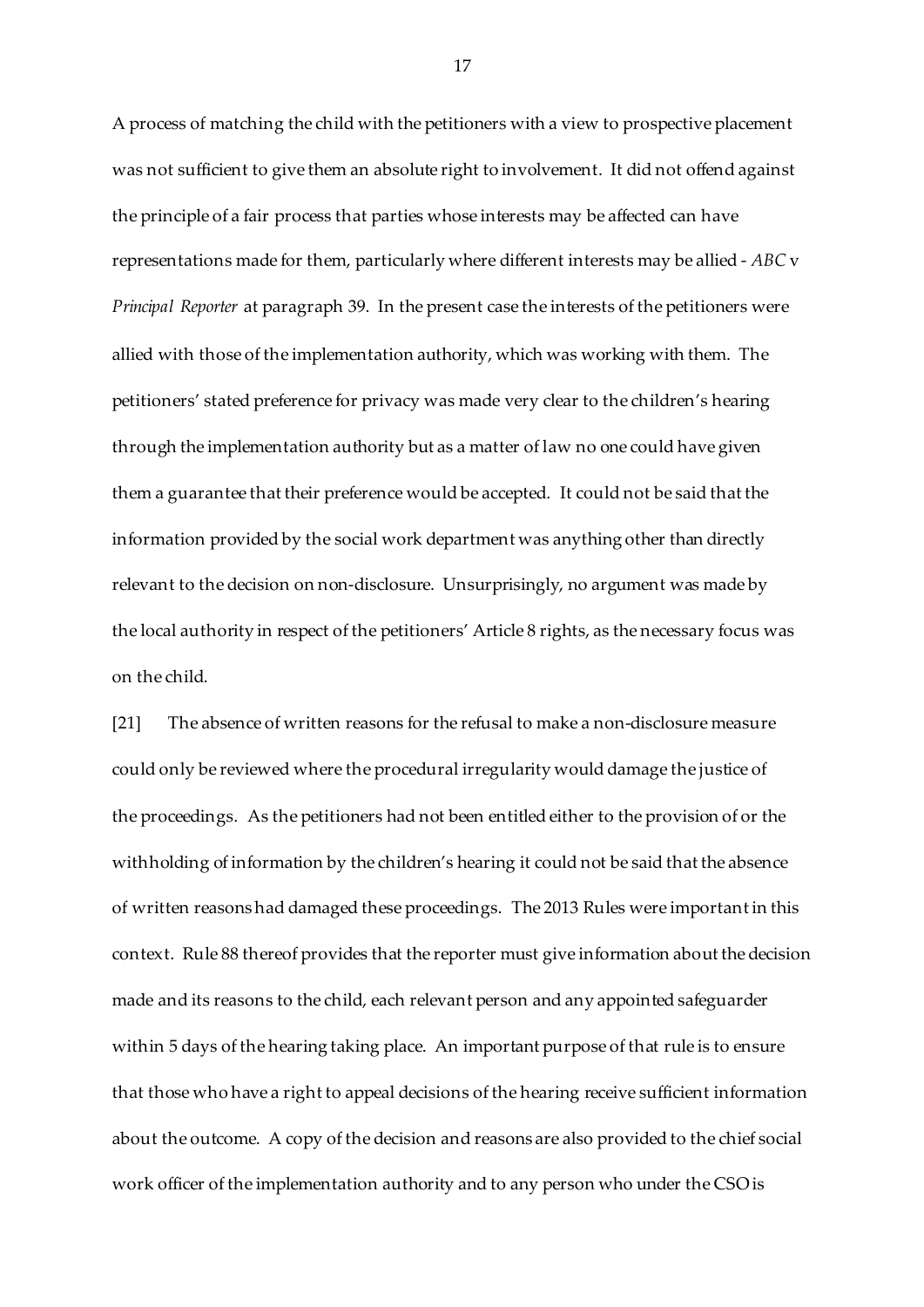A process of matching the child with the petitioners with a view to prospective placement was not sufficient to give them an absolute right to involvement. It did not offend against the principle of a fair process that parties whose interests may be affected can have representations made for them, particularly where different interests may be allied - *ABC* v *Principal Reporter* at paragraph 39. In the present case the interests of the petitioners were allied with those of the implementation authority, which was working with them. The petitioners' stated preference for privacy was made very clear to the children's hearing through the implementation authority but as a matter of law no one could have given them a guarantee that their preference would be accepted. It could not be said that the information provided by the social work department was anything other than directly relevant to the decision on non-disclosure. Unsurprisingly, no argument was made by the local authority in respect of the petitioners' Article 8 rights, as the necessary focus was on the child.

[21] The absence of written reasons for the refusal to make a non-disclosure measure could only be reviewed where the procedural irregularity would damage the justice of the proceedings. As the petitioners had not been entitled either to the provision of or the withholding of information by the children's hearing it could not be said that the absence of written reasons had damaged these proceedings. The 2013 Rules were important in this context. Rule 88 thereof provides that the reporter must give information about the decision made and its reasons to the child, each relevant person and any appointed safeguarder within 5 days of the hearing taking place. An important purpose of that rule is to ensure that those who have a right to appeal decisions of the hearing receive sufficient information about the outcome. A copy of the decision and reasons are also provided to the chief social work officer of the implementation authority and to any person who under the CSO is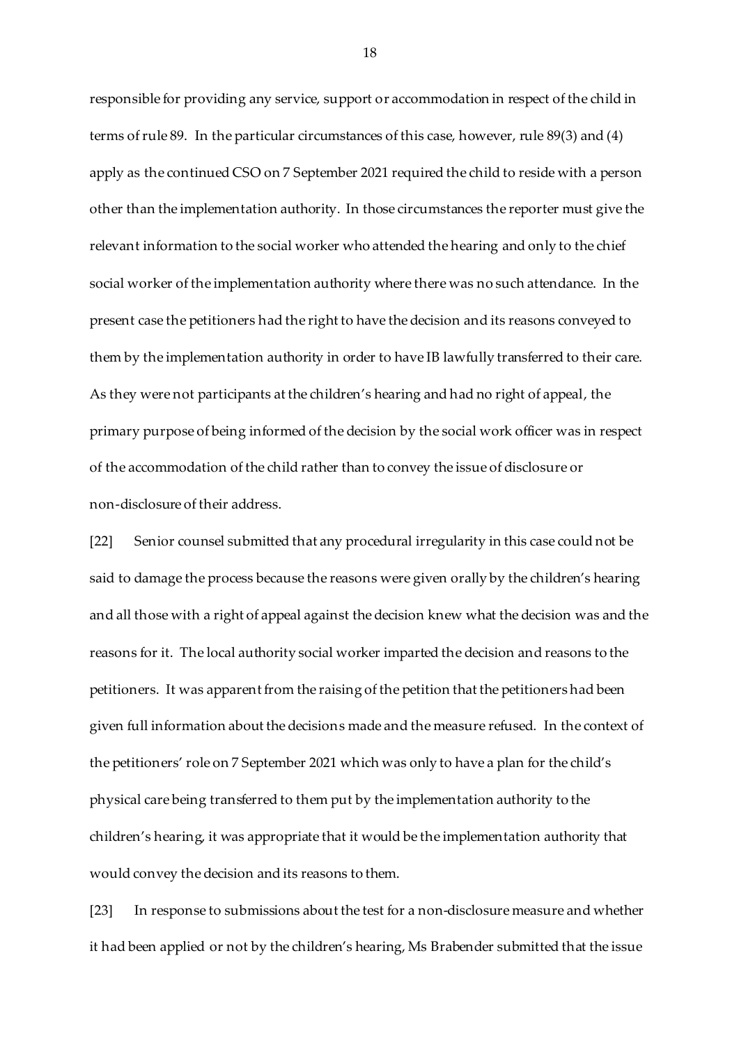responsible for providing any service, support or accommodation in respect of the child in terms of rule 89. In the particular circumstances of this case, however, rule 89(3) and (4) apply as the continued CSO on 7 September 2021 required the child to reside with a person other than the implementation authority. In those circumstances the reporter must give the relevant information to the social worker who attended the hearing and only to the chief social worker of the implementation authority where there was no such attendance. In the present case the petitioners had the right to have the decision and its reasons conveyed to them by the implementation authority in order to have IB lawfully transferred to their care. As they were not participants at the children's hearing and had no right of appeal, the primary purpose of being informed of the decision by the social work officer was in respect of the accommodation of the child rather than to convey the issue of disclosure or non-disclosure of their address.

[22] Senior counsel submitted that any procedural irregularity in this case could not be said to damage the process because the reasons were given orally by the children's hearing and all those with a right of appeal against the decision knew what the decision was and the reasons for it. The local authority social worker imparted the decision and reasons to the petitioners. It was apparent from the raising of the petition that the petitioners had been given full information about the decisions made and the measure refused. In the context of the petitioners' role on 7 September 2021 which was only to have a plan for the child's physical care being transferred to them put by the implementation authority to the children's hearing, it was appropriate that it would be the implementation authority that would convey the decision and its reasons to them.

[23] In response to submissions about the test for a non-disclosure measure and whether it had been applied or not by the children's hearing, Ms Brabender submitted that the issue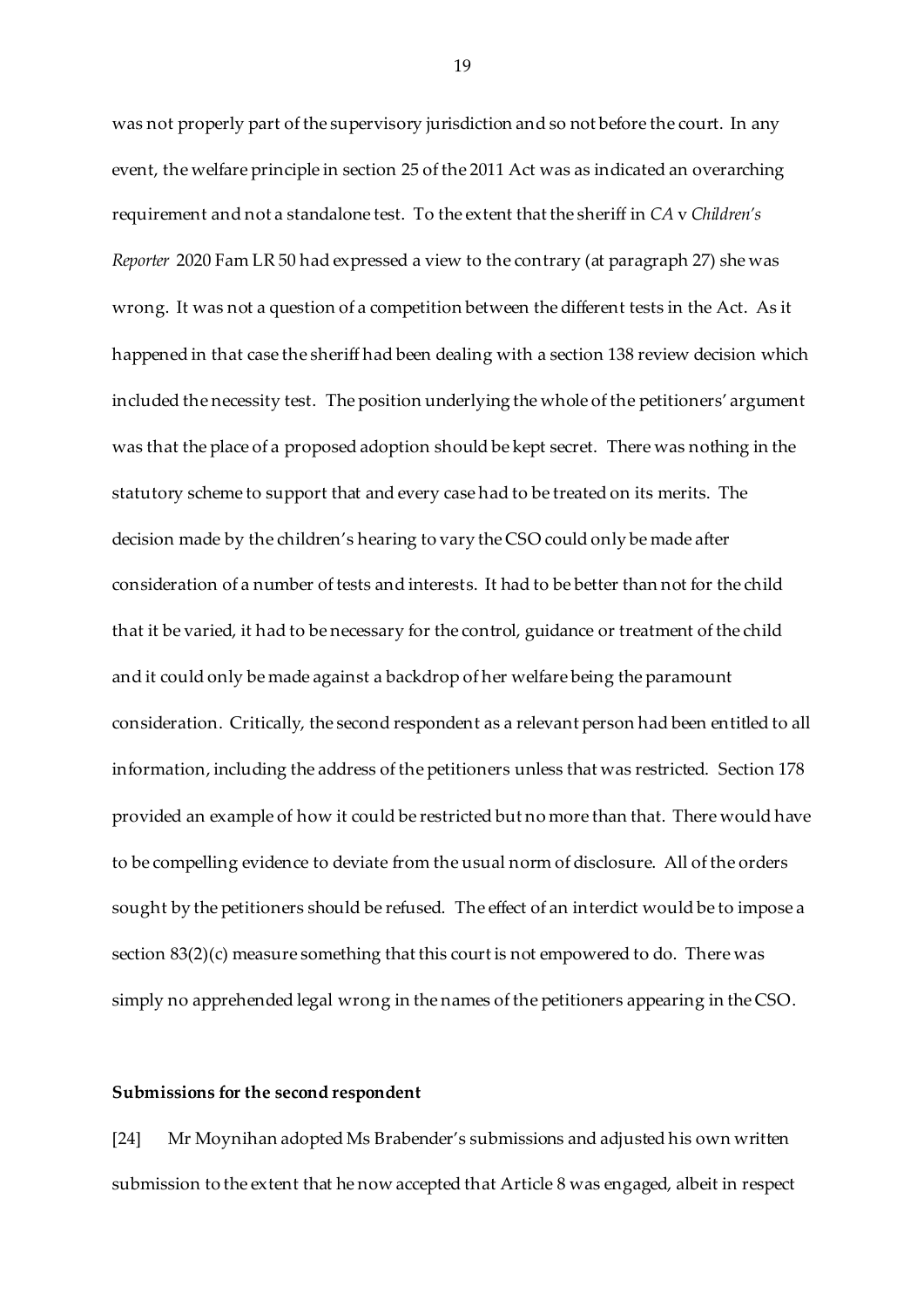was not properly part of the supervisory jurisdiction and so not before the court. In any event, the welfare principle in section 25 of the 2011 Act was as indicated an overarching requirement and not a standalone test. To the extent that the sheriff in *CA* v *Children's Reporter* 2020 Fam LR 50 had expressed a view to the contrary (at paragraph 27) she was wrong. It was not a question of a competition between the different tests in the Act. As it happened in that case the sheriff had been dealing with a section 138 review decision which included the necessity test. The position underlying the whole of the petitioners' argument was that the place of a proposed adoption should be kept secret. There was nothing in the statutory scheme to support that and every case had to be treated on its merits. The decision made by the children's hearing to vary the CSO could only be made after consideration of a number of tests and interests. It had to be better than not for the child that it be varied, it had to be necessary for the control, guidance or treatment of the child and it could only be made against a backdrop of her welfare being the paramount consideration. Critically, the second respondent as a relevant person had been entitled to all information, including the address of the petitioners unless that was restricted. Section 178 provided an example of how it could be restricted but no more than that. There would have to be compelling evidence to deviate from the usual norm of disclosure. All of the orders sought by the petitioners should be refused. The effect of an interdict would be to impose a section 83(2)(c) measure something that this court is not empowered to do. There was simply no apprehended legal wrong in the names of the petitioners appearing in the CSO.

**Submissions for the second respondent**

[24] Mr Moynihan adopted Ms Brabender's submissions and adjusted his own written submission to the extent that he now accepted that Article 8 was engaged, albeit in respect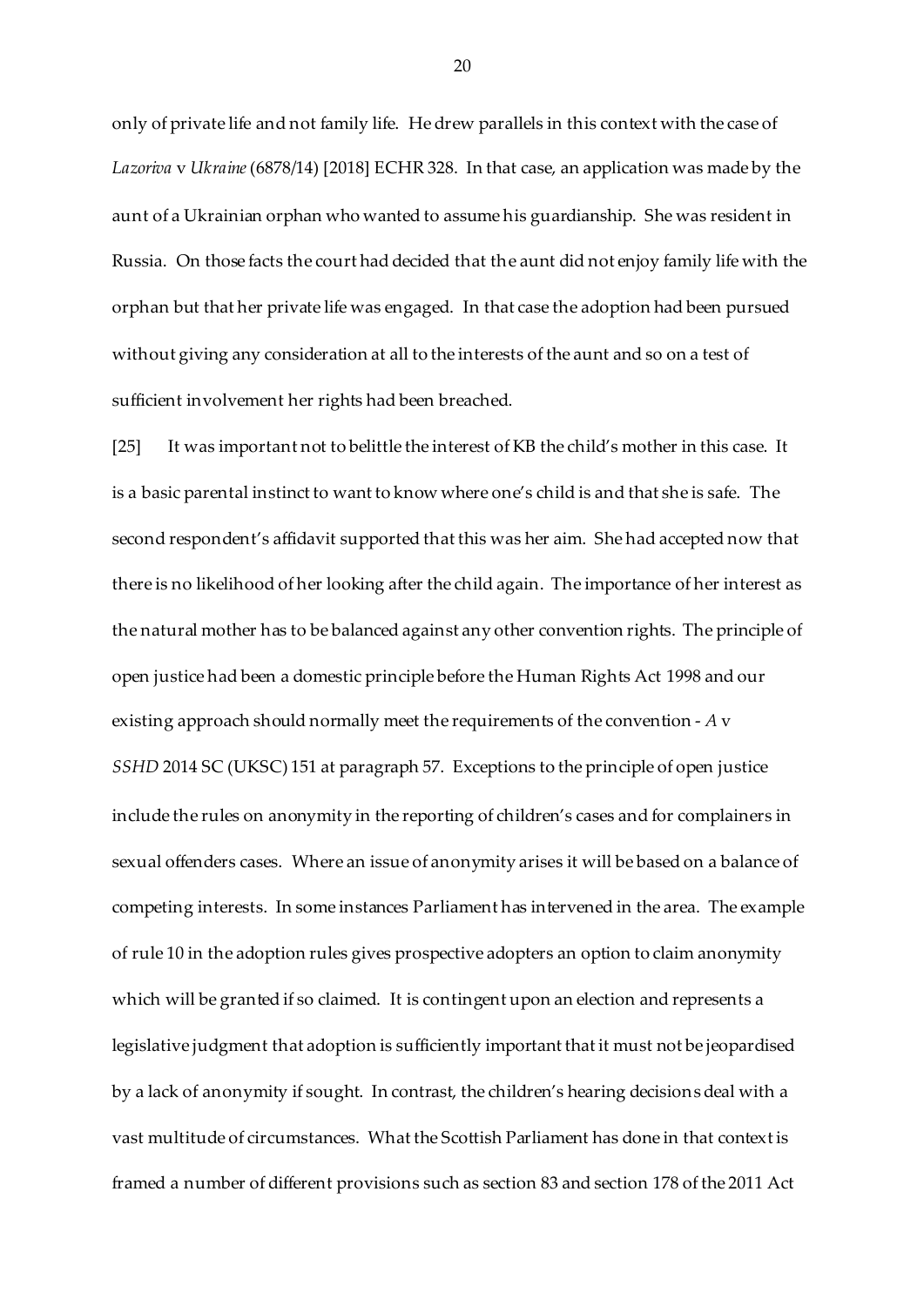only of private life and not family life. He drew parallels in this context with the case of *Lazoriva* v *Ukraine* (6878/14) [2018] ECHR 328. In that case, an application was made by the aunt of a Ukrainian orphan who wanted to assume his guardianship. She was resident in Russia. On those facts the court had decided that the aunt did not enjoy family life with the orphan but that her private life was engaged. In that case the adoption had been pursued without giving any consideration at all to the interests of the aunt and so on a test of sufficient involvement her rights had been breached.

[25] It was important not to belittle the interest of KB the child's mother in this case. It is a basic parental instinct to want to know where one's child is and that she is safe. The second respondent's affidavit supported that this was her aim. She had accepted now that there is no likelihood of her looking after the child again. The importance of her interest as the natural mother has to be balanced against any other convention rights. The principle of open justice had been a domestic principle before the Human Rights Act 1998 and our existing approach should normally meet the requirements of the convention - *A* v *SSHD* 2014 SC (UKSC) 151 at paragraph 57. Exceptions to the principle of open justice include the rules on anonymity in the reporting of children's cases and for complainers in sexual offenders cases. Where an issue of anonymity arises it will be based on a balance of competing interests. In some instances Parliament has intervened in the area. The example of rule 10 in the adoption rules gives prospective adopters an option to claim anonymity which will be granted if so claimed. It is contingent upon an election and represents a legislative judgment that adoption is sufficiently important that it must not be jeopardised by a lack of anonymity if sought. In contrast, the children's hearing decisions deal with a vast multitude of circumstances. What the Scottish Parliament has done in that context is framed a number of different provisions such as section 83 and section 178 of the 2011 Act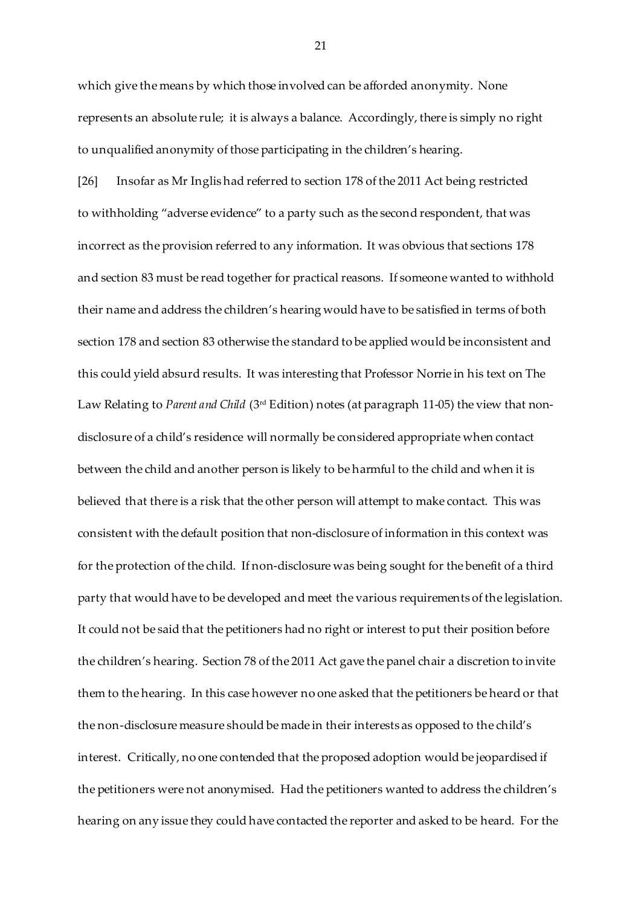which give the means by which those involved can be afforded anonymity. None represents an absolute rule; it is always a balance. Accordingly, there is simply no right to unqualified anonymity of those participating in the children's hearing.

[26] Insofar as Mr Inglis had referred to section 178 of the 2011 Act being restricted to withholding "adverse evidence" to a party such as the second respondent, that was incorrect as the provision referred to any information. It was obvious that sections 178 and section 83 must be read together for practical reasons. If someone wanted to withhold their name and address the children's hearing would have to be satisfied in terms of both section 178 and section 83 otherwise the standard to be applied would be inconsistent and this could yield absurd results. It was interesting that Professor Norrie in his text on The Law Relating to *Parent and Child* (3rd Edition) notes (at paragraph 11-05) the view that non-disclosure of a child's residence will normally be considered appropriate when contact between the child and another person is likely to be harmful to the child and when it is believed that there is a risk that the other person will attempt to make contact. This was consistent with the default position that non-disclosure of information in this context was for the protection of the child. If non-disclosure was being sought for the benefit of a third party that would have to be developed and meet the various requirements of the legislation. It could not be said that the petitioners had no right or interest to put their position before the children's hearing. Section 78 of the 2011 Act gave the panel chair a discretion to invite them to the hearing. In this case however no one asked that the petitioners be heard or that the non-disclosure measure should be made in their interests as opposed to the child's interest. Critically, no one contended that the proposed adoption would be jeopardised if the petitioners were not anonymised. Had the petitioners wanted to address the children's hearing on any issue they could have contacted the reporter and asked to be heard. For the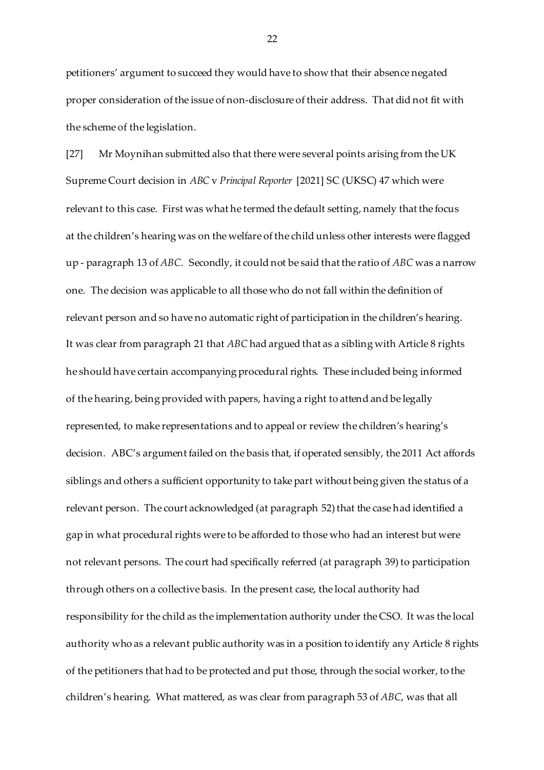petitioners' argument to succeed they would have to show that their absence negated proper consideration of the issue of non-disclosure of their address. That did not fit with the scheme of the legislation.

[27] Mr Moynihan submitted also that there were several points arising from the UK Supreme Court decision in *ABC* v *Principal Reporter* [2021] SC (UKSC) 47 which were relevant to this case. First was what he termed the default setting, namely that the focus at the children's hearing was on the welfare of the child unless other interests were flagged up - paragraph 13 of *ABC*. Secondly, it could not be said that the ratio of *ABC* was a narrow one. The decision was applicable to all those who do not fall within the definition of relevant person and so have no automatic right of participation in the children's hearing. It was clear from paragraph 21 that *ABC* had argued that as a sibling with Article 8 rights he should have certain accompanying procedural rights. These included being informed of the hearing, being provided with papers, having a right to attend and be legally represented, to make representations and to appeal or review the children's hearing's decision. ABC's argument failed on the basis that, if operated sensibly, the 2011 Act affords siblings and others a sufficient opportunity to take part without being given the status of a relevant person. The court acknowledged (at paragraph 52) that the case had identified a gap in what procedural rights were to be afforded to those who had an interest but were not relevant persons. The court had specifically referred (at paragraph 39) to participation through others on a collective basis. In the present case, the local authority had responsibility for the child as the implementation authority under the CSO. It was the local authority who as a relevant public authority was in a position to identify any Article 8 rights of the petitioners that had to be protected and put those, through the social worker, to the children's hearing. What mattered, as was clear from paragraph 53 of *ABC*, was that all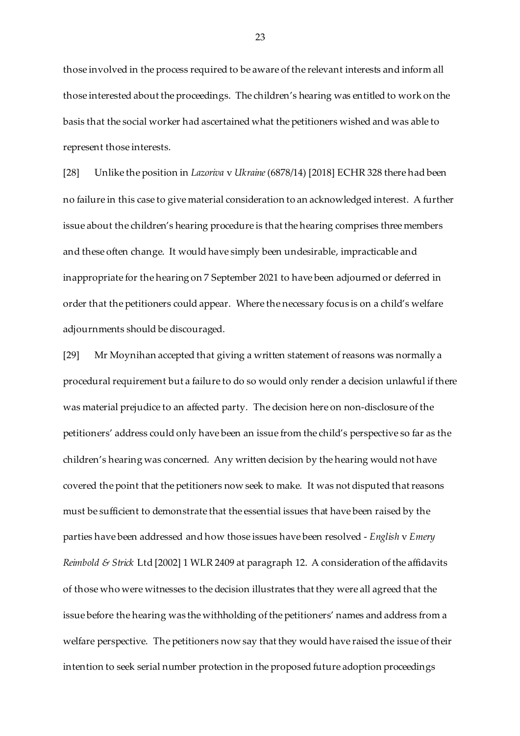those involved in the process required to be aware of the relevant interests and inform all those interested about the proceedings. The children's hearing was entitled to work on the basis that the social worker had ascertained what the petitioners wished and was able to represent those interests.

[28] Unlike the position in *Lazoriva* v *Ukraine* (6878/14) [2018] ECHR 328 there had been no failure in this case to give material consideration to an acknowledged interest. A further issue about the children's hearing procedure is that the hearing comprises three members and these often change. It would have simply been undesirable, impracticable and inappropriate for the hearing on 7 September 2021 to have been adjourned or deferred in order that the petitioners could appear. Where the necessary focus is on a child's welfare adjournments should be discouraged.

[29] Mr Moynihan accepted that giving a written statement of reasons was normally a procedural requirement but a failure to do so would only render a decision unlawful if there was material prejudice to an affected party. The decision here on non-disclosure of the petitioners' address could only have been an issue from the child's perspective so far as the children's hearing was concerned. Any written decision by the hearing would not have covered the point that the petitioners now seek to make. It was not disputed that reasons must be sufficient to demonstrate that the essential issues that have been raised by the parties have been addressed and how those issues have been resolved - *English* v *Emery Reimbold & Strick* Ltd [2002] 1 WLR 2409 at paragraph 12. A consideration of the affidavits of those who were witnesses to the decision illustrates that they were all agreed that the issue before the hearing was the withholding of the petitioners' names and address from a welfare perspective. The petitioners now say that they would have raised the issue of their intention to seek serial number protection in the proposed future adoption proceedings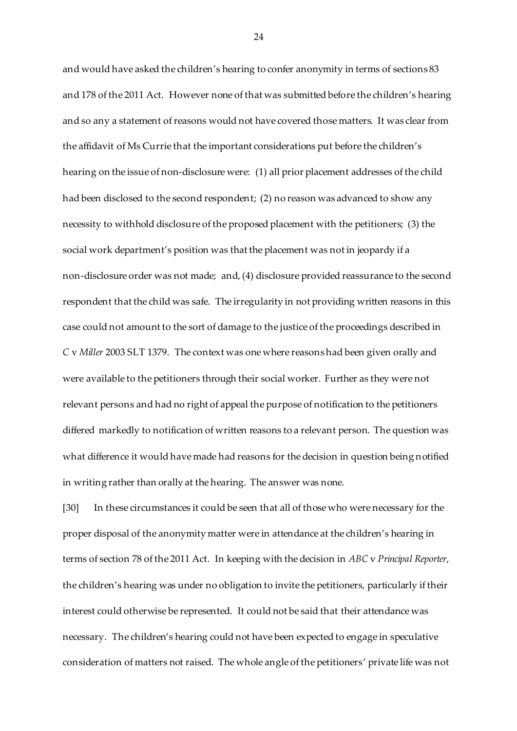and would have asked the children's hearing to confer anonymity in terms of sections 83 and 178 of the 2011 Act. However none of that was submitted before the children's hearing and so any a statement of reasons would not have covered those matters. It was clear from the affidavit of Ms Currie that the important considerations put before the children's hearing on the issue of non-disclosure were: (1) all prior placement addresses of the child had been disclosed to the second respondent; (2) no reason was advanced to show any necessity to withhold disclosure of the proposed placement with the petitioners; (3) the social work department's position was that the placement was not in jeopardy if a non-disclosure order was not made; and, (4) disclosure provided reassurance to the second respondent that the child was safe. The irregularity in not providing written reasons in this case could not amount to the sort of damage to the justice of the proceedings described in *C* v *Miller* 2003 SLT 1379. The context was one where reasons had been given orally and were available to the petitioners through their social worker. Further as they were not relevant persons and had no right of appeal the purpose of notification to the petitioners differed markedly to notification of written reasons to a relevant person. The question was what difference it would have made had reasons for the decision in question being notified in writing rather than orally at the hearing. The answer was none.

[30] In these circumstances it could be seen that all of those who were necessary for the proper disposal of the anonymity matter were in attendance at the children's hearing in terms of section 78 of the 2011 Act. In keeping with the decision in *ABC* v *Principal Reporter*, the children's hearing was under no obligation to invite the petitioners, particularly if their interest could otherwise be represented. It could not be said that their attendance was necessary. The children's hearing could not have been expected to engage in speculative consideration of matters not raised. The whole angle of the petitioners' private life was not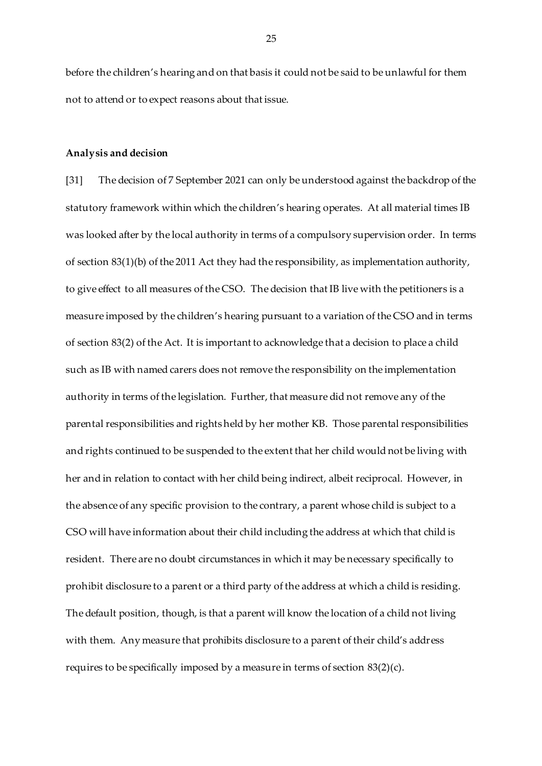before the children's hearing and on that basis it could not be said to be unlawful for them not to attend or to expect reasons about that issue.

**Analysis and decision**

[31] The decision of 7 September 2021 can only be understood against the backdrop of the statutory framework within which the children's hearing operates. At all material times IB was looked after by the local authority in terms of a compulsory supervision order. In terms of section 83(1)(b) of the 2011 Act they had the responsibility, as implementation authority, to give effect to all measures of the CSO. The decision that IB live with the petitioners is a measure imposed by the children's hearing pursuant to a variation of the CSO and in terms of section 83(2) of the Act. It is important to acknowledge that a decision to place a child such as IB with named carers does not remove the responsibility on the implementation authority in terms of the legislation. Further, that measure did not remove any of the parental responsibilities and rights held by her mother KB. Those parental responsibilities and rights continued to be suspended to the extent that her child would not be living with her and in relation to contact with her child being indirect, albeit reciprocal. However, in the absence of any specific provision to the contrary, a parent whose child is subject to a CSO will have information about their child including the address at which that child is resident. There are no doubt circumstances in which it may be necessary specifically to prohibit disclosure to a parent or a third party of the address at which a child is residing. The default position, though, is that a parent will know the location of a child not living with them. Any measure that prohibits disclosure to a parent of their child's address requires to be specifically imposed by a measure in terms of section 83(2)(c).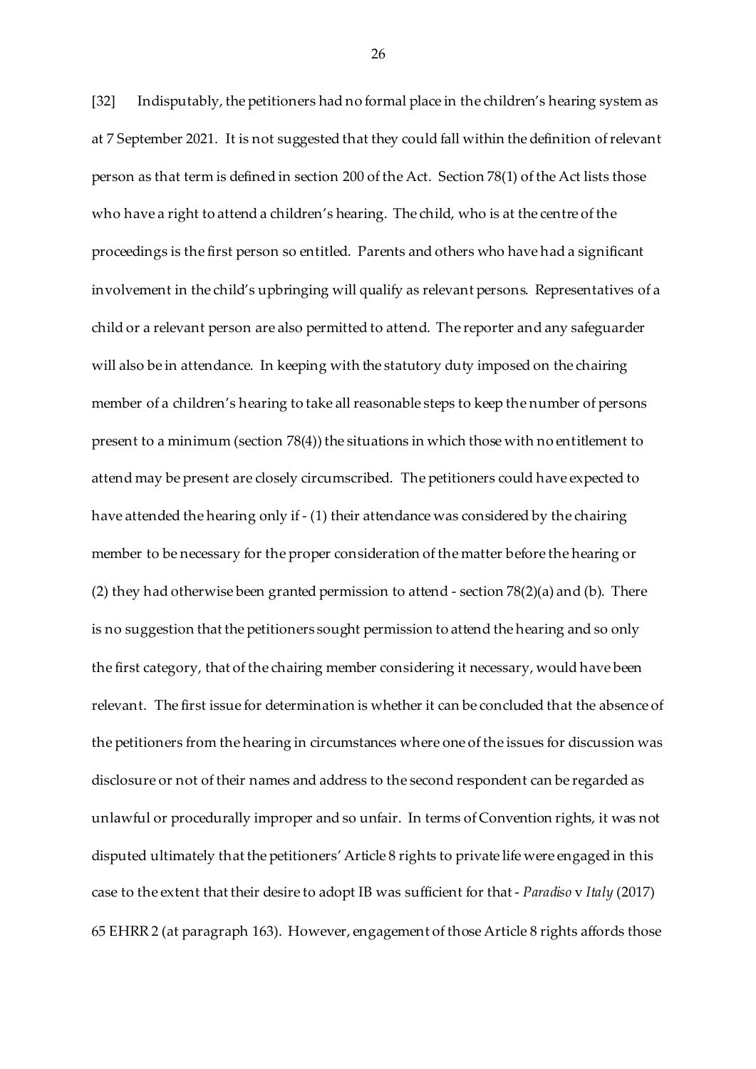[32] Indisputably, the petitioners had no formal place in the children's hearing system as at 7 September 2021. It is not suggested that they could fall within the definition of relevant person as that term is defined in section 200 of the Act. Section 78(1) of the Act lists those who have a right to attend a children's hearing. The child, who is at the centre of the proceedings is the first person so entitled. Parents and others who have had a significant involvement in the child's upbringing will qualify as relevant persons. Representatives of a child or a relevant person are also permitted to attend. The reporter and any safeguarder will also be in attendance. In keeping with the statutory duty imposed on the chairing member of a children's hearing to take all reasonable steps to keep the number of persons present to a minimum (section 78(4)) the situations in which those with no entitlement to attend may be present are closely circumscribed. The petitioners could have expected to have attended the hearing only if - (1) their attendance was considered by the chairing member to be necessary for the proper consideration of the matter before the hearing or (2) they had otherwise been granted permission to attend - section 78(2)(a) and (b). There is no suggestion that the petitioners sought permission to attend the hearing and so only the first category, that of the chairing member considering it necessary, would have been relevant. The first issue for determination is whether it can be concluded that the absence of the petitioners from the hearing in circumstances where one of the issues for discussion was disclosure or not of their names and address to the second respondent can be regarded as unlawful or procedurally improper and so unfair. In terms of Convention rights, it was not disputed ultimately that the petitioners' Article 8 rights to private life were engaged in this case to the extent that their desire to adopt IB was sufficient for that - *Paradiso* v *Italy* (2017) 65 EHRR 2 (at paragraph 163). However, engagement of those Article 8 rights affords those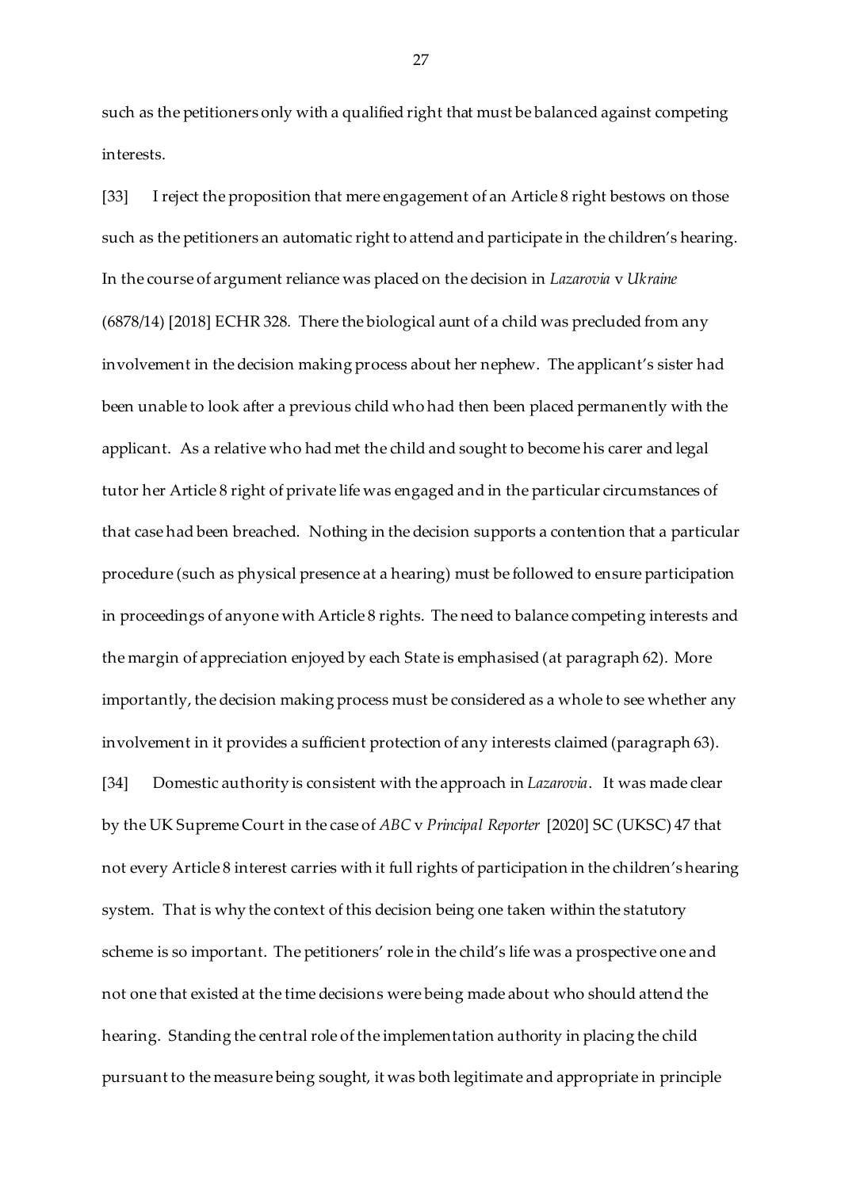such as the petitioners only with a qualified right that must be balanced against competing interests.

[33] I reject the proposition that mere engagement of an Article 8 right bestows on those such as the petitioners an automatic right to attend and participate in the children's hearing. In the course of argument reliance was placed on the decision in *Lazarovia* v *Ukraine* (6878/14) [2018] ECHR 328. There the biological aunt of a child was precluded from any involvement in the decision making process about her nephew. The applicant's sister had been unable to look after a previous child who had then been placed permanently with the applicant. As a relative who had met the child and sought to become his carer and legal tutor her Article 8 right of private life was engaged and in the particular circumstances of that case had been breached. Nothing in the decision supports a contention that a particular procedure (such as physical presence at a hearing) must be followed to ensure participation in proceedings of anyone with Article 8 rights. The need to balance competing interests and the margin of appreciation enjoyed by each State is emphasised (at paragraph 62). More importantly, the decision making process must be considered as a whole to see whether any involvement in it provides a sufficient protection of any interests claimed (paragraph 63).

[34] Domestic authority is consistent with the approach in *Lazarovia*. It was made clear by the UK Supreme Court in the case of *ABC* v *Principal Reporter* [2020] SC (UKSC) 47 that not every Article 8 interest carries with it full rights of participation in the children's hearing system. That is why the context of this decision being one taken within the statutory scheme is so important. The petitioners' role in the child's life was a prospective one and not one that existed at the time decisions were being made about who should attend the hearing. Standing the central role of the implementation authority in placing the child pursuant to the measure being sought, it was both legitimate and appropriate in principle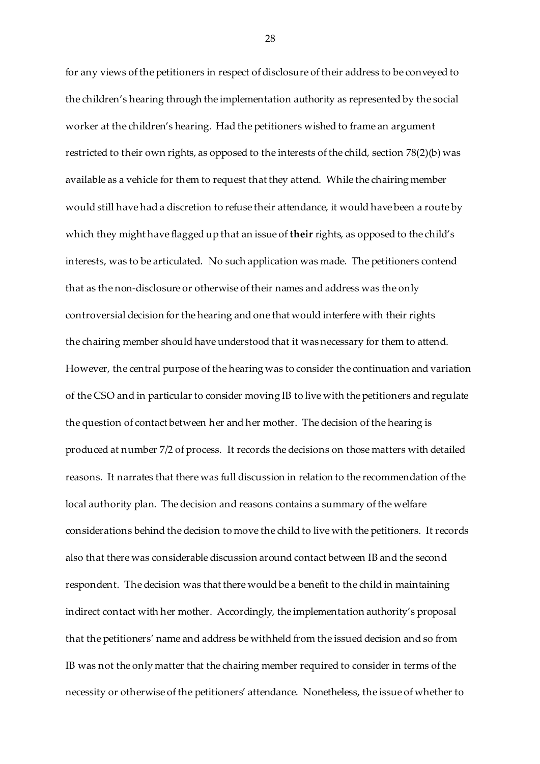for any views of the petitioners in respect of disclosure of their address to be conveyed to the children's hearing through the implementation authority as represented by the social worker at the children's hearing. Had the petitioners wished to frame an argument restricted to their own rights, as opposed to the interests of the child, section 78(2)(b) was available as a vehicle for them to request that they attend. While the chairing member would still have had a discretion to refuse their attendance, it would have been a route by which they might have flagged up that an issue of **their** rights, as opposed to the child's interests, was to be articulated. No such application was made. The petitioners contend that as the non-disclosure or otherwise of their names and address was the only controversial decision for the hearing and one that would interfere with their rights the chairing member should have understood that it was necessary for them to attend. However, the central purpose of the hearing was to consider the continuation and variation of the CSO and in particular to consider moving IB to live with the petitioners and regulate the question of contact between her and her mother. The decision of the hearing is produced at number 7/2 of process. It records the decisions on those matters with detailed reasons. It narrates that there was full discussion in relation to the recommendation of the local authority plan. The decision and reasons contains a summary of the welfare considerations behind the decision to move the child to live with the petitioners. It records also that there was considerable discussion around contact between IB and the second respondent. The decision was that there would be a benefit to the child in maintaining indirect contact with her mother. Accordingly, the implementation authority's proposal that the petitioners' name and address be withheld from the issued decision and so from IB was not the only matter that the chairing member required to consider in terms of the necessity or otherwise of the petitioners' attendance. Nonetheless, the issue of whether to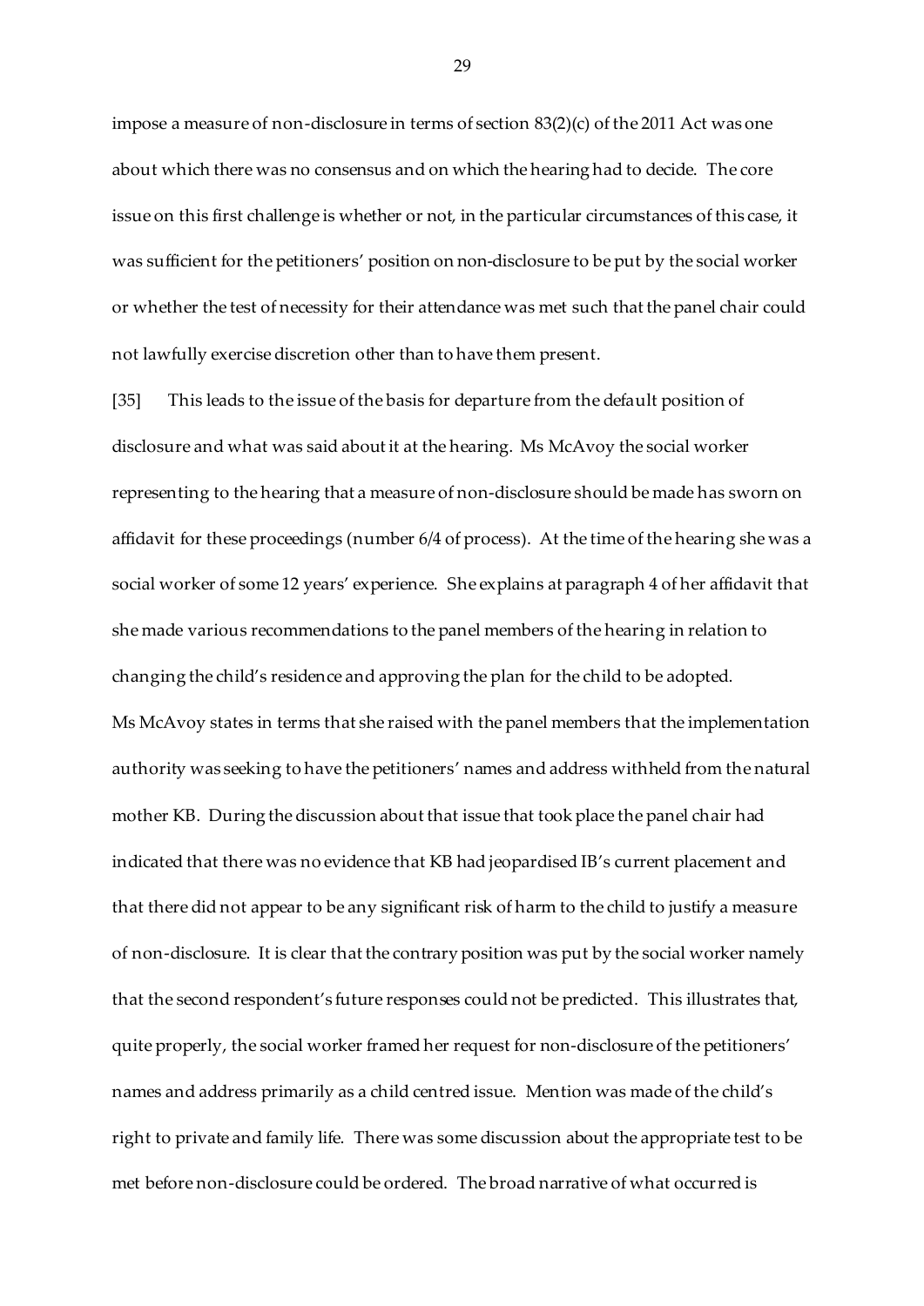impose a measure of non-disclosure in terms of section 83(2)(c) of the 2011 Act was one about which there was no consensus and on which the hearing had to decide. The core issue on this first challenge is whether or not, in the particular circumstances of this case, it was sufficient for the petitioners' position on non-disclosure to be put by the social worker or whether the test of necessity for their attendance was met such that the panel chair could not lawfully exercise discretion other than to have them present.

[35] This leads to the issue of the basis for departure from the default position of disclosure and what was said about it at the hearing. Ms McAvoy the social worker representing to the hearing that a measure of non-disclosure should be made has sworn on affidavit for these proceedings (number 6/4 of process). At the time of the hearing she was a social worker of some 12 years' experience. She explains at paragraph 4 of her affidavit that she made various recommendations to the panel members of the hearing in relation to changing the child's residence and approving the plan for the child to be adopted. Ms McAvoy states in terms that she raised with the panel members that the implementation authority was seeking to have the petitioners' names and address withheld from the natural mother KB. During the discussion about that issue that took place the panel chair had indicated that there was no evidence that KB had jeopardised IB's current placement and that there did not appear to be any significant risk of harm to the child to justify a measure of non-disclosure. It is clear that the contrary position was put by the social worker namely that the second respondent's future responses could not be predicted. This illustrates that, quite properly, the social worker framed her request for non-disclosure of the petitioners' names and address primarily as a child centred issue. Mention was made of the child's right to private and family life. There was some discussion about the appropriate test to be met before non-disclosure could be ordered. The broad narrative of what occurred is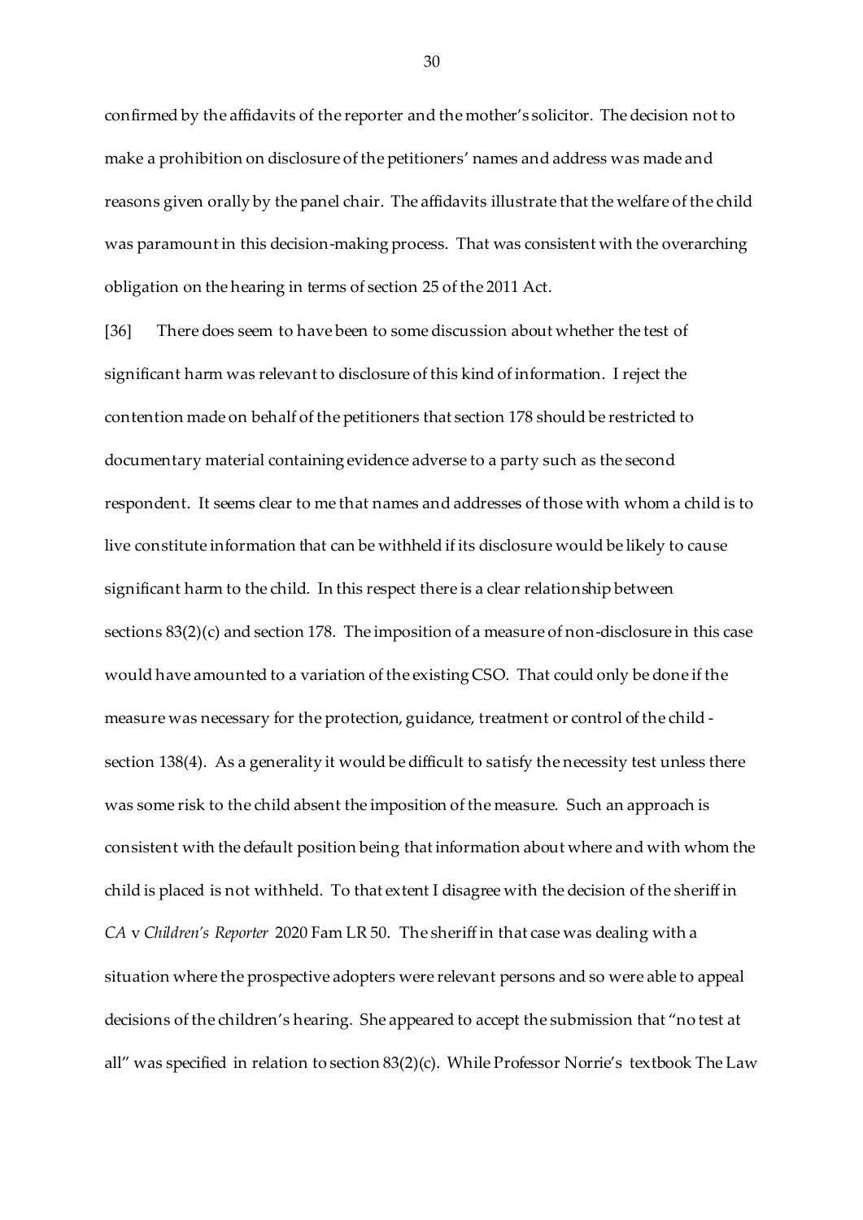confirmed by the affidavits of the reporter and the mother's solicitor. The decision not to make a prohibition on disclosure of the petitioners' names and address was made and reasons given orally by the panel chair. The affidavits illustrate that the welfare of the child was paramount in this decision-making process. That was consistent with the overarching obligation on the hearing in terms of section 25 of the 2011 Act.

[36] There does seem to have been to some discussion about whether the test of significant harm was relevant to disclosure of this kind of information. I reject the contention made on behalf of the petitioners that section 178 should be restricted to documentary material containing evidence adverse to a party such as the second respondent. It seems clear to me that names and addresses of those with whom a child is to live constitute information that can be withheld if its disclosure would be likely to cause significant harm to the child. In this respect there is a clear relationship between sections 83(2)(c) and section 178. The imposition of a measure of non-disclosure in this case would have amounted to a variation of the existing CSO. That could only be done if the measure was necessary for the protection, guidance, treatment or control of the child - section 138(4). As a generality it would be difficult to satisfy the necessity test unless there was some risk to the child absent the imposition of the measure. Such an approach is consistent with the default position being that information about where and with whom the child is placed is not withheld. To that extent I disagree with the decision of the sheriff in *CA* v *Children's Reporter* 2020 Fam LR 50. The sheriff in that case was dealing with a situation where the prospective adopters were relevant persons and so were able to appeal decisions of the children's hearing. She appeared to accept the submission that "no test at all" was specified in relation to section 83(2)(c). While Professor Norrie's textbook The Law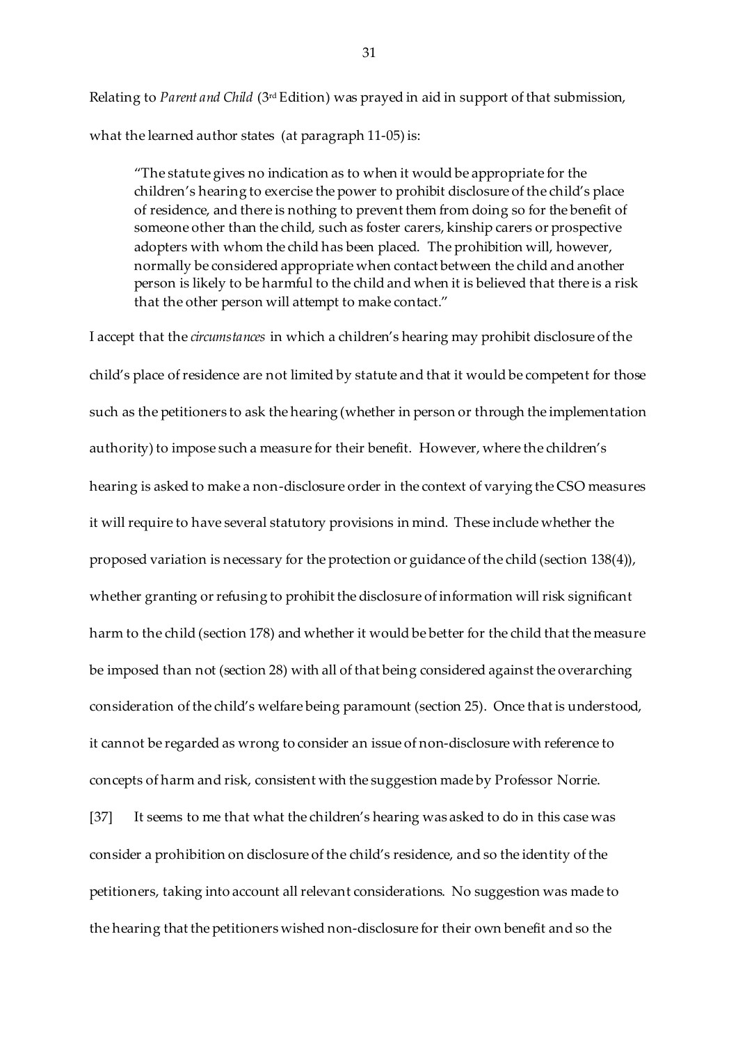Relating to *Parent and Child* (3rd Edition) was prayed in aid in support of that submission, what the learned author states (at paragraph 11-05) is:

> "The statute gives no indication as to when it would be appropriate for the children's hearing to exercise the power to prohibit disclosure of the child's place of residence, and there is nothing to prevent them from doing so for the benefit of someone other than the child, such as foster carers, kinship carers or prospective adopters with whom the child has been placed. The prohibition will, however, normally be considered appropriate when contact between the child and another person is likely to be harmful to the child and when it is believed that there is a risk that the other person will attempt to make contact."

I accept that the *circumstances* in which a children's hearing may prohibit disclosure of the child's place of residence are not limited by statute and that it would be competent for those such as the petitioners to ask the hearing (whether in person or through the implementation authority) to impose such a measure for their benefit. However, where the children's hearing is asked to make a non-disclosure order in the context of varying the CSO measures it will require to have several statutory provisions in mind. These include whether the proposed variation is necessary for the protection or guidance of the child (section 138(4)), whether granting or refusing to prohibit the disclosure of information will risk significant harm to the child (section 178) and whether it would be better for the child that the measure be imposed than not (section 28) with all of that being considered against the overarching consideration of the child's welfare being paramount (section 25). Once that is understood, it cannot be regarded as wrong to consider an issue of non-disclosure with reference to concepts of harm and risk, consistent with the suggestion made by Professor Norrie.

[37] It seems to me that what the children's hearing was asked to do in this case was consider a prohibition on disclosure of the child's residence, and so the identity of the petitioners, taking into account all relevant considerations. No suggestion was made to the hearing that the petitioners wished non-disclosure for their own benefit and so the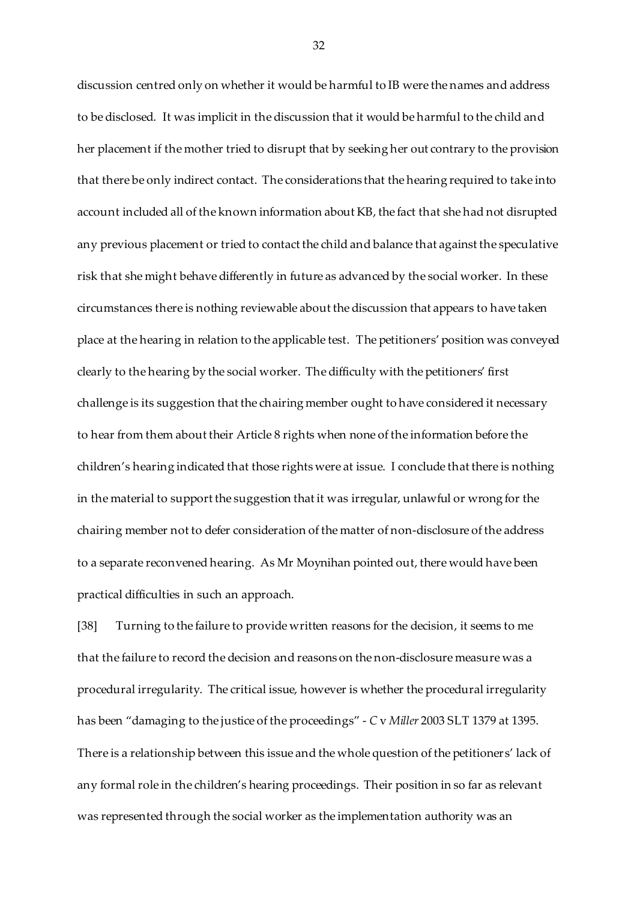discussion centred only on whether it would be harmful to IB were the names and address to be disclosed. It was implicit in the discussion that it would be harmful to the child and her placement if the mother tried to disrupt that by seeking her out contrary to the provision that there be only indirect contact. The considerations that the hearing required to take into account included all of the known information about KB, the fact that she had not disrupted any previous placement or tried to contact the child and balance that against the speculative risk that she might behave differently in future as advanced by the social worker. In these circumstances there is nothing reviewable about the discussion that appears to have taken place at the hearing in relation to the applicable test. The petitioners' position was conveyed clearly to the hearing by the social worker. The difficulty with the petitioners' first challenge is its suggestion that the chairing member ought to have considered it necessary to hear from them about their Article 8 rights when none of the information before the children's hearing indicated that those rights were at issue. I conclude that there is nothing in the material to support the suggestion that it was irregular, unlawful or wrong for the chairing member not to defer consideration of the matter of non-disclosure of the address to a separate reconvened hearing. As Mr Moynihan pointed out, there would have been practical difficulties in such an approach.

[38] Turning to the failure to provide written reasons for the decision, it seems to me that the failure to record the decision and reasons on the non-disclosure measure was a procedural irregularity. The critical issue, however is whether the procedural irregularity has been "damaging to the justice of the proceedings" - *C* v *Miller* 2003 SLT 1379 at 1395. There is a relationship between this issue and the whole question of the petitioners' lack of any formal role in the children's hearing proceedings. Their position in so far as relevant was represented through the social worker as the implementation authority was an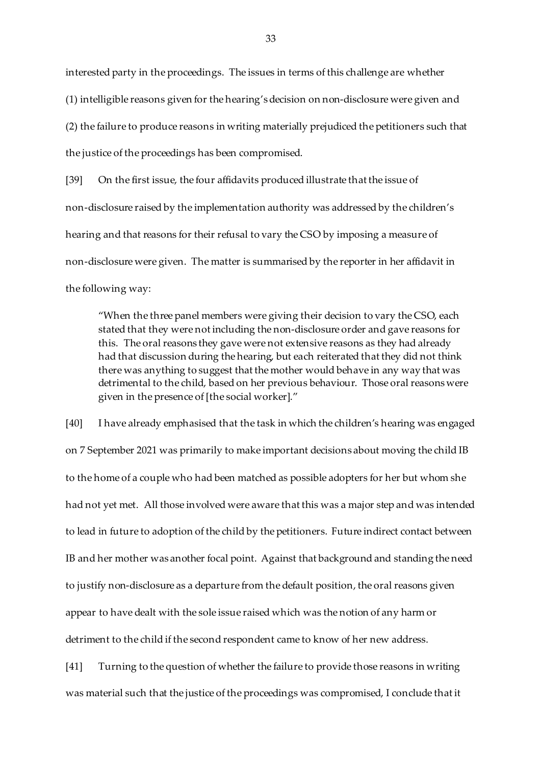interested party in the proceedings. The issues in terms of this challenge are whether (1) intelligible reasons given for the hearing's decision on non-disclosure were given and (2) the failure to produce reasons in writing materially prejudiced the petitioners such that the justice of the proceedings has been compromised.

[39] On the first issue, the four affidavits produced illustrate that the issue of non-disclosure raised by the implementation authority was addressed by the children's hearing and that reasons for their refusal to vary the CSO by imposing a measure of non-disclosure were given. The matter is summarised by the reporter in her affidavit in the following way:

> "When the three panel members were giving their decision to vary the CSO, each stated that they were not including the non-disclosure order and gave reasons for this. The oral reasons they gave were not extensive reasons as they had already had that discussion during the hearing, but each reiterated that they did not think there was anything to suggest that the mother would behave in any way that was detrimental to the child, based on her previous behaviour. Those oral reasons were given in the presence of [the social worker]."

[40] I have already emphasised that the task in which the children's hearing was engaged on 7 September 2021 was primarily to make important decisions about moving the child IB to the home of a couple who had been matched as possible adopters for her but whom she had not yet met. All those involved were aware that this was a major step and was intended to lead in future to adoption of the child by the petitioners. Future indirect contact between IB and her mother was another focal point. Against that background and standing the need to justify non-disclosure as a departure from the default position, the oral reasons given appear to have dealt with the sole issue raised which was the notion of any harm or detriment to the child if the second respondent came to know of her new address.

[41] Turning to the question of whether the failure to provide those reasons in writing was material such that the justice of the proceedings was compromised, I conclude that it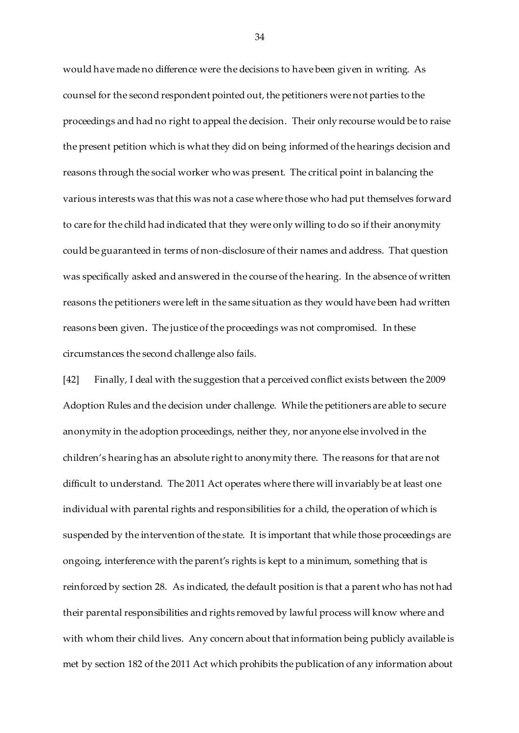would have made no difference were the decisions to have been given in writing. As counsel for the second respondent pointed out, the petitioners were not parties to the proceedings and had no right to appeal the decision. Their only recourse would be to raise the present petition which is what they did on being informed of the hearings decision and reasons through the social worker who was present. The critical point in balancing the various interests was that this was not a case where those who had put themselves forward to care for the child had indicated that they were only willing to do so if their anonymity could be guaranteed in terms of non-disclosure of their names and address. That question was specifically asked and answered in the course of the hearing. In the absence of written reasons the petitioners were left in the same situation as they would have been had written reasons been given. The justice of the proceedings was not compromised. In these circumstances the second challenge also fails.

[42] Finally, I deal with the suggestion that a perceived conflict exists between the 2009 Adoption Rules and the decision under challenge. While the petitioners are able to secure anonymity in the adoption proceedings, neither they, nor anyone else involved in the children's hearing has an absolute right to anonymity there. The reasons for that are not difficult to understand. The 2011 Act operates where there will invariably be at least one individual with parental rights and responsibilities for a child, the operation of which is suspended by the intervention of the state. It is important that while those proceedings are ongoing, interference with the parent's rights is kept to a minimum, something that is reinforced by section 28. As indicated, the default position is that a parent who has not had their parental responsibilities and rights removed by lawful process will know where and with whom their child lives. Any concern about that information being publicly available is met by section 182 of the 2011 Act which prohibits the publication of any information about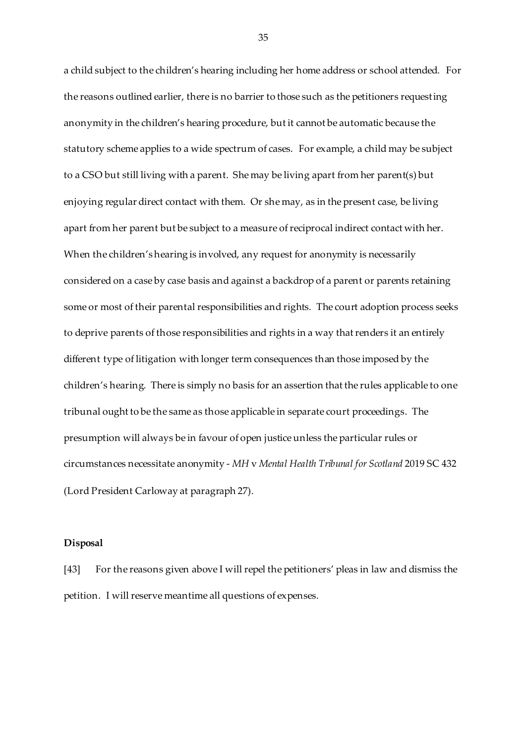a child subject to the children's hearing including her home address or school attended. For the reasons outlined earlier, there is no barrier to those such as the petitioners requesting anonymity in the children's hearing procedure, but it cannot be automatic because the statutory scheme applies to a wide spectrum of cases. For example, a child may be subject to a CSO but still living with a parent. She may be living apart from her parent(s) but enjoying regular direct contact with them. Or she may, as in the present case, be living apart from her parent but be subject to a measure of reciprocal indirect contact with her. When the children's hearing is involved, any request for anonymity is necessarily considered on a case by case basis and against a backdrop of a parent or parents retaining some or most of their parental responsibilities and rights. The court adoption process seeks to deprive parents of those responsibilities and rights in a way that renders it an entirely different type of litigation with longer term consequences than those imposed by the children's hearing. There is simply no basis for an assertion that the rules applicable to one tribunal ought to be the same as those applicable in separate court proceedings. The presumption will always be in favour of open justice unless the particular rules or circumstances necessitate anonymity - *MH* v *Mental Health Tribunal for Scotland* 2019 SC 432 (Lord President Carloway at paragraph 27).

**Disposal**

[43] For the reasons given above I will repel the petitioners' pleas in law and dismiss the petition. I will reserve meantime all questions of expenses.